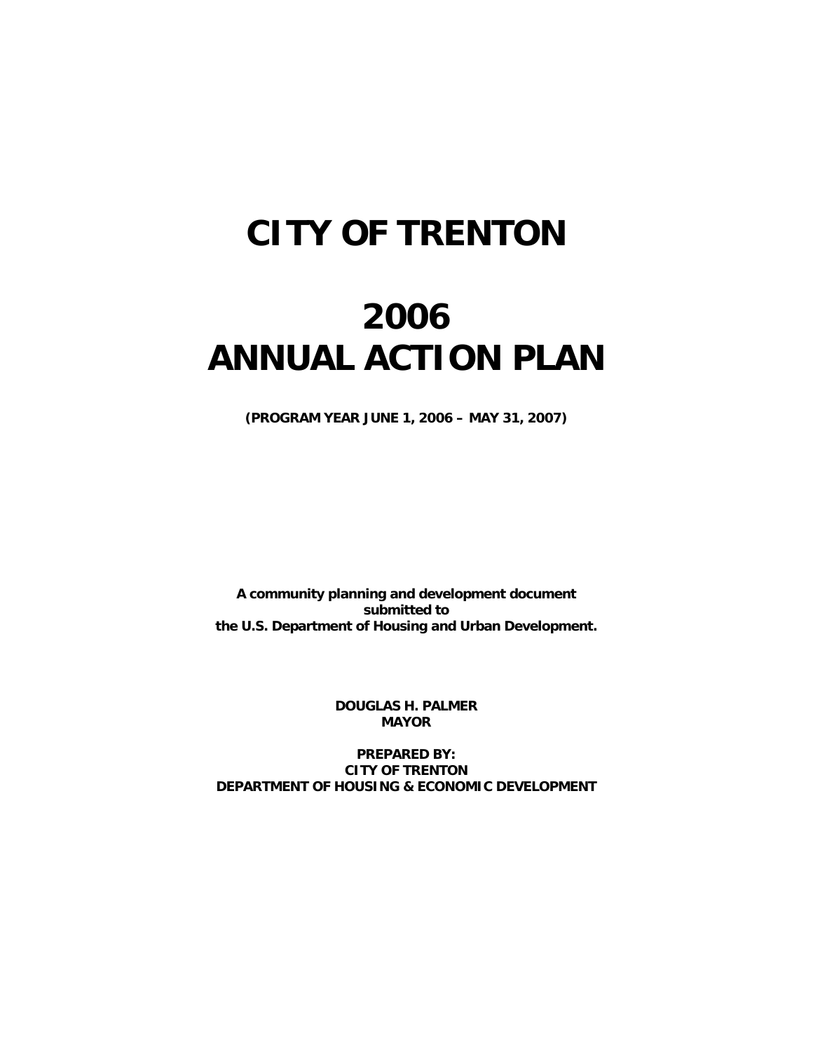# CITY OF TRENTON

# 2006
# ANNUAL ACTION PLAN

**(PROGRAM YEAR JUNE 1, 2006 – MAY 31, 2007)**

**A community planning and development document submitted to the U.S. Department of Housing and Urban Development.**

**DOUGLAS H. PALMER**
**MAYOR**

**PREPARED BY:**
**CITY OF TRENTON**
**DEPARTMENT OF HOUSING & ECONOMIC DEVELOPMENT**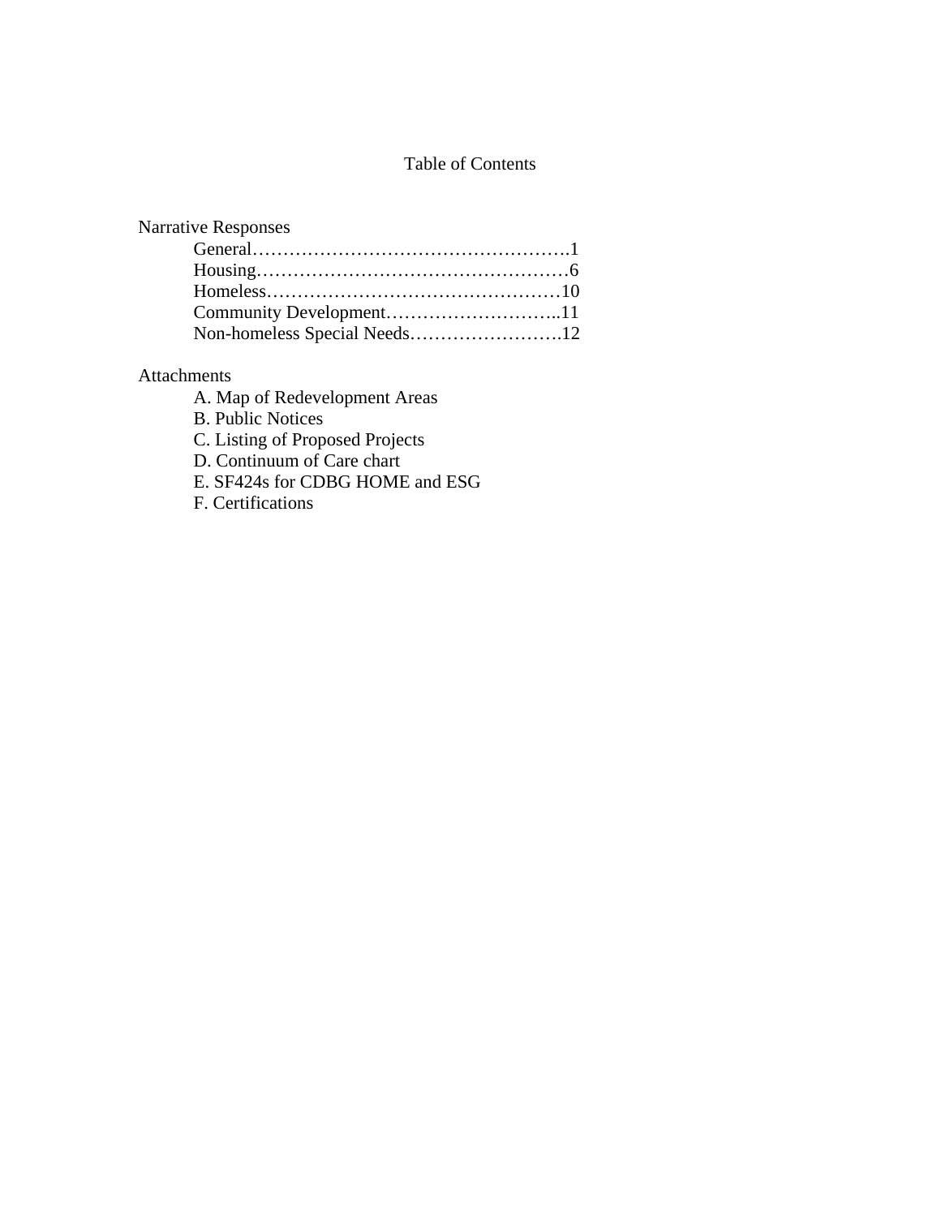# Table of Contents

Narrative Responses

- General……………………………………………….1
- Housing………………………………………………6
- Homeless……………………………………………10
- Community Development………………………..11
- Non-homeless Special Needs…………………….12

Attachments

- A. Map of Redevelopment Areas
- B. Public Notices
- C. Listing of Proposed Projects
- D. Continuum of Care chart
- E. SF424s for CDBG HOME and ESG
- F. Certifications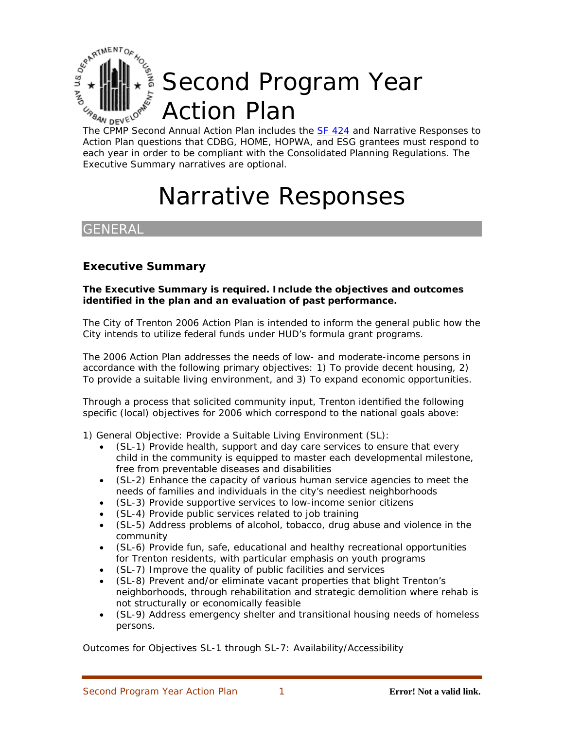# Second Program Year Action Plan

The CPMP Second Annual Action Plan includes the [SF 424] and Narrative Responses to Action Plan questions that CDBG, HOME, HOPWA, and ESG grantees must respond to each year in order to be compliant with the Consolidated Planning Regulations. The Executive Summary narratives are optional.

# Narrative Responses

## GENERAL

### Executive Summary

**The Executive Summary is required. Include the objectives and outcomes identified in the plan and an evaluation of past performance.**

The City of Trenton 2006 Action Plan is intended to inform the general public how the City intends to utilize federal funds under HUD's formula grant programs.

The 2006 Action Plan addresses the needs of low- and moderate-income persons in accordance with the following primary objectives: 1) To provide decent housing, 2) To provide a suitable living environment, and 3) To expand economic opportunities.

Through a process that solicited community input, Trenton identified the following specific (local) objectives for 2006 which correspond to the national goals above:

1) General Objective: Provide a Suitable Living Environment (SL):

- (SL-1) Provide health, support and day care services to ensure that every child in the community is equipped to master each developmental milestone, free from preventable diseases and disabilities
- (SL-2) Enhance the capacity of various human service agencies to meet the needs of families and individuals in the city's neediest neighborhoods
- (SL-3) Provide supportive services to low-income senior citizens
- (SL-4) Provide public services related to job training
- (SL-5) Address problems of alcohol, tobacco, drug abuse and violence in the community
- (SL-6) Provide fun, safe, educational and healthy recreational opportunities for Trenton residents, with particular emphasis on youth programs
- (SL-7) Improve the quality of public facilities and services
- (SL-8) Prevent and/or eliminate vacant properties that blight Trenton's neighborhoods, through rehabilitation and strategic demolition where rehab is not structurally or economically feasible
- (SL-9) Address emergency shelter and transitional housing needs of homeless persons.

Outcomes for Objectives SL-1 through SL-7: Availability/Accessibility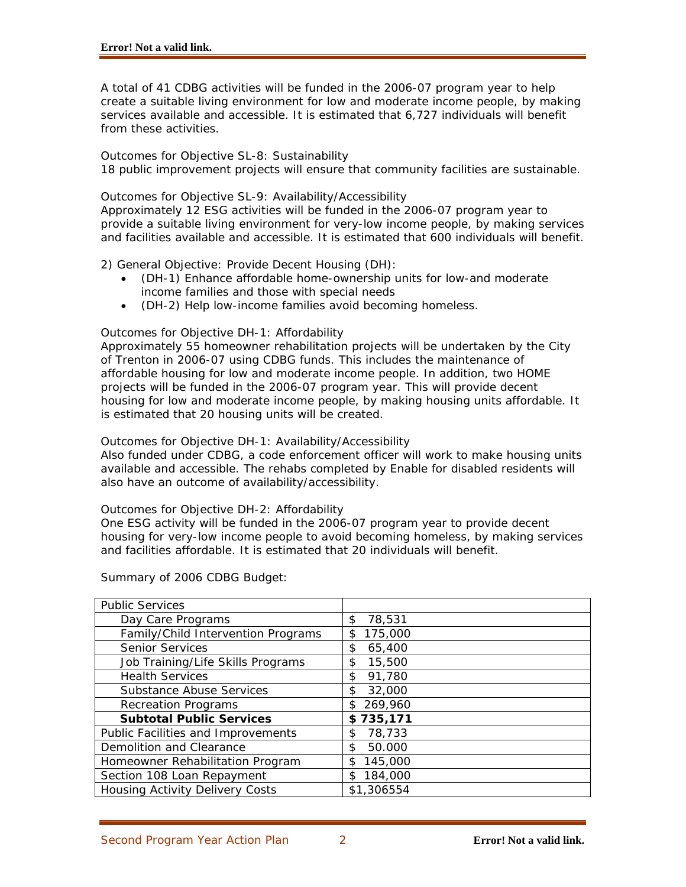A total of 41 CDBG activities will be funded in the 2006-07 program year to help create a suitable living environment for low and moderate income people, by making services available and accessible. It is estimated that 6,727 individuals will benefit from these activities.

Outcomes for Objective SL-8: Sustainability
18 public improvement projects will ensure that community facilities are sustainable.

Outcomes for Objective SL-9: Availability/Accessibility
Approximately 12 ESG activities will be funded in the 2006-07 program year to provide a suitable living environment for very-low income people, by making services and facilities available and accessible. It is estimated that 600 individuals will benefit.

2) General Objective: Provide Decent Housing (DH):

- (DH-1) Enhance affordable home-ownership units for low-and moderate income families and those with special needs
- (DH-2) Help low-income families avoid becoming homeless.

Outcomes for Objective DH-1: Affordability
Approximately 55 homeowner rehabilitation projects will be undertaken by the City of Trenton in 2006-07 using CDBG funds. This includes the maintenance of affordable housing for low and moderate income people. In addition, two HOME projects will be funded in the 2006-07 program year. This will provide decent housing for low and moderate income people, by making housing units affordable. It is estimated that 20 housing units will be created.

Outcomes for Objective DH-1: Availability/Accessibility
Also funded under CDBG, a code enforcement officer will work to make housing units available and accessible. The rehabs completed by Enable for disabled residents will also have an outcome of availability/accessibility.

Outcomes for Objective DH-2: Affordability
One ESG activity will be funded in the 2006-07 program year to provide decent housing for very-low income people to avoid becoming homeless, by making services and facilities affordable. It is estimated that 20 individuals will benefit.

Summary of 2006 CDBG Budget:

| Public Services | |
|---|---|
| Day Care Programs | $ 78,531 |
| Family/Child Intervention Programs | $ 175,000 |
| Senior Services | $ 65,400 |
| Job Training/Life Skills Programs | $ 15,500 |
| Health Services | $ 91,780 |
| Substance Abuse Services | $ 32,000 |
| Recreation Programs | $ 269,960 |
| **Subtotal Public Services** | **$ 735,171** |
| Public Facilities and Improvements | $ 78,733 |
| Demolition and Clearance | $ 50.000 |
| Homeowner Rehabilitation Program | $ 145,000 |
| Section 108 Loan Repayment | $ 184,000 |
| Housing Activity Delivery Costs | $1,306554 |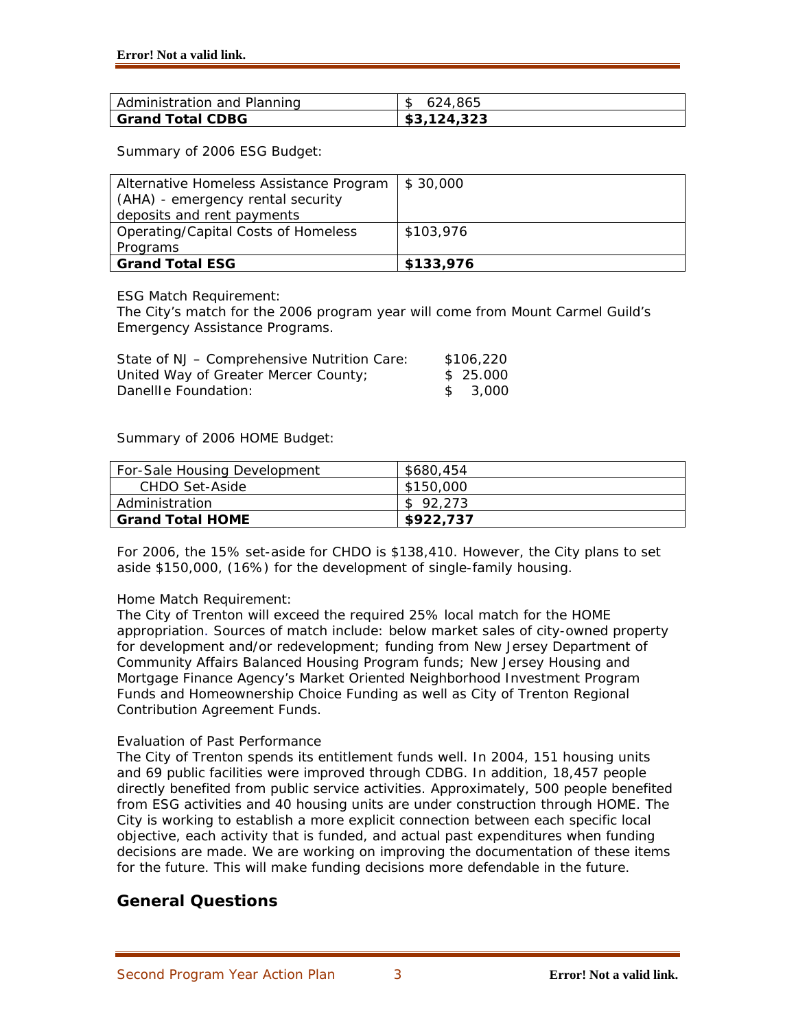| Administration and Planning | $ 624,865 |
|---|---|
| **Grand Total CDBG** | **$3,124,323** |

Summary of 2006 ESG Budget:

| Alternative Homeless Assistance Program (AHA) - emergency rental security deposits and rent payments | $ 30,000 |
|---|---|
| Operating/Capital Costs of Homeless Programs | $103,976 |
| **Grand Total ESG** | **$133,976** |

ESG Match Requirement:
The City's match for the 2006 program year will come from Mount Carmel Guild's Emergency Assistance Programs.

State of NJ – Comprehensive Nutrition Care: $106,220
United Way of Greater Mercer County; $ 25.000
Danellle Foundation: $ 3,000

Summary of 2006 HOME Budget:

| For-Sale Housing Development | $680,454 |
|---|---|
| CHDO Set-Aside | $150,000 |
| Administration | $ 92,273 |
| **Grand Total HOME** | **$922,737** |

For 2006, the 15% set-aside for CHDO is $138,410. However, the City plans to set aside $150,000, (16%) for the development of single-family housing.

Home Match Requirement:
The City of Trenton will exceed the required 25% local match for the HOME appropriation. Sources of match include: below market sales of city-owned property for development and/or redevelopment; funding from New Jersey Department of Community Affairs Balanced Housing Program funds; New Jersey Housing and Mortgage Finance Agency's Market Oriented Neighborhood Investment Program Funds and Homeownership Choice Funding as well as City of Trenton Regional Contribution Agreement Funds.

Evaluation of Past Performance
The City of Trenton spends its entitlement funds well. In 2004, 151 housing units and 69 public facilities were improved through CDBG. In addition, 18,457 people directly benefited from public service activities. Approximately, 500 people benefited from ESG activities and 40 housing units are under construction through HOME. The City is working to establish a more explicit connection between each specific local objective, each activity that is funded, and actual past expenditures when funding decisions are made. We are working on improving the documentation of these items for the future. This will make funding decisions more defendable in the future.

## General Questions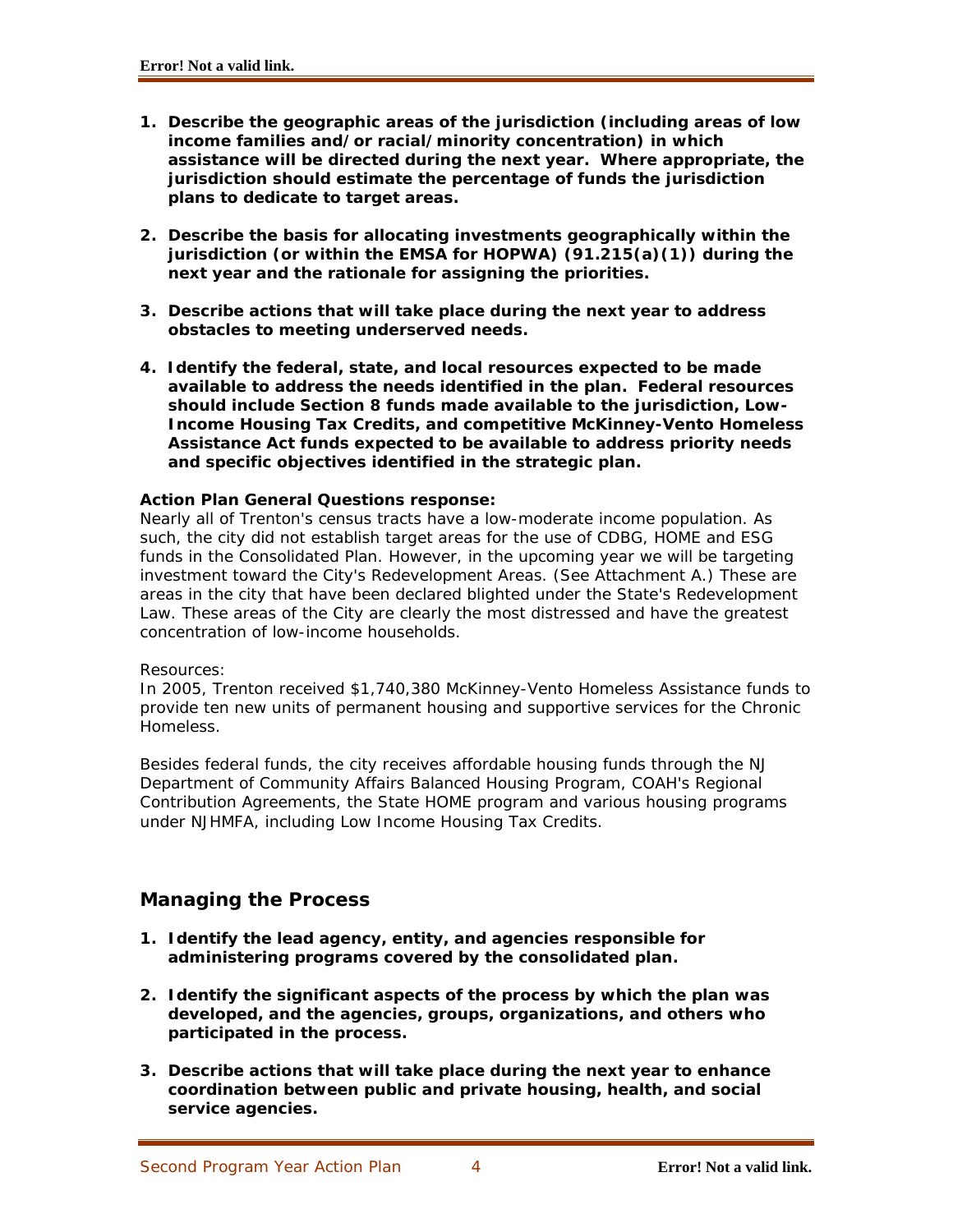1. **Describe the geographic areas of the jurisdiction (including areas of low income families and/or racial/minority concentration) in which assistance will be directed during the next year. Where appropriate, the jurisdiction should estimate the percentage of funds the jurisdiction plans to dedicate to target areas.**

2. **Describe the basis for allocating investments geographically within the jurisdiction (or within the EMSA for HOPWA) (91.215(a)(1)) during the next year and the rationale for assigning the priorities.**

3. **Describe actions that will take place during the next year to address obstacles to meeting underserved needs.**

4. **Identify the federal, state, and local resources expected to be made available to address the needs identified in the plan. Federal resources should include Section 8 funds made available to the jurisdiction, Low-Income Housing Tax Credits, and competitive McKinney-Vento Homeless Assistance Act funds expected to be available to address priority needs and specific objectives identified in the strategic plan.**

**Action Plan General Questions response:**

Nearly all of Trenton's census tracts have a low-moderate income population. As such, the city did not establish target areas for the use of CDBG, HOME and ESG funds in the Consolidated Plan. However, in the upcoming year we will be targeting investment toward the City's Redevelopment Areas. (See Attachment A.) These are areas in the city that have been declared blighted under the State's Redevelopment Law. These areas of the City are clearly the most distressed and have the greatest concentration of low-income households.

Resources:

In 2005, Trenton received $1,740,380 McKinney-Vento Homeless Assistance funds to provide ten new units of permanent housing and supportive services for the Chronic Homeless.

Besides federal funds, the city receives affordable housing funds through the NJ Department of Community Affairs Balanced Housing Program, COAH's Regional Contribution Agreements, the State HOME program and various housing programs under NJHMFA, including Low Income Housing Tax Credits.

## Managing the Process

1. **Identify the lead agency, entity, and agencies responsible for administering programs covered by the consolidated plan.**

2. **Identify the significant aspects of the process by which the plan was developed, and the agencies, groups, organizations, and others who participated in the process.**

3. **Describe actions that will take place during the next year to enhance coordination between public and private housing, health, and social service agencies.**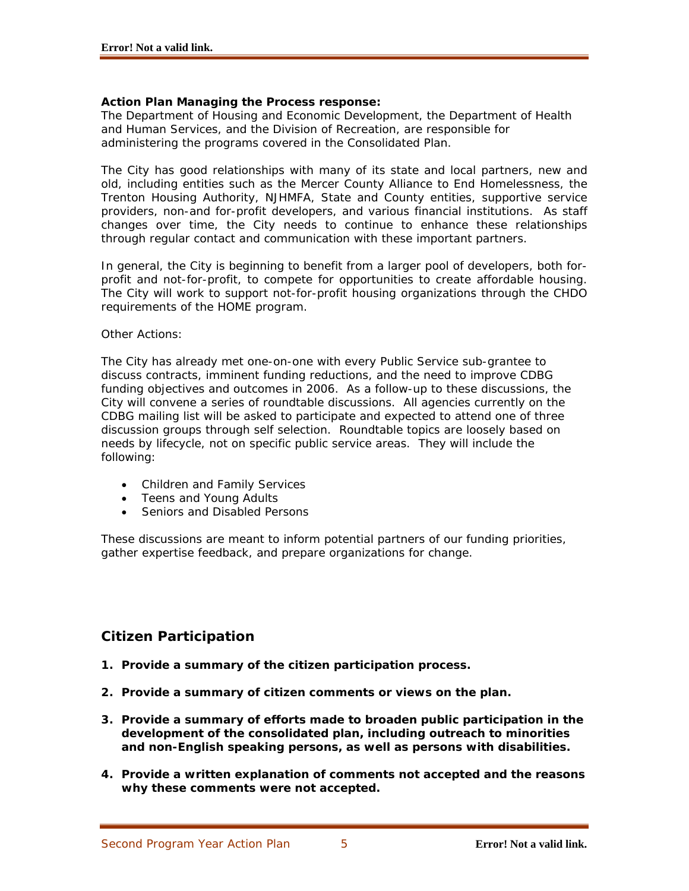**Action Plan Managing the Process response:**
The Department of Housing and Economic Development, the Department of Health and Human Services, and the Division of Recreation, are responsible for administering the programs covered in the Consolidated Plan.

The City has good relationships with many of its state and local partners, new and old, including entities such as the Mercer County Alliance to End Homelessness, the Trenton Housing Authority, NJHMFA, State and County entities, supportive service providers, non-and for-profit developers, and various financial institutions. As staff changes over time, the City needs to continue to enhance these relationships through regular contact and communication with these important partners.

In general, the City is beginning to benefit from a larger pool of developers, both for-profit and not-for-profit, to compete for opportunities to create affordable housing. The City will work to support not-for-profit housing organizations through the CHDO requirements of the HOME program.

Other Actions:

The City has already met one-on-one with every Public Service sub-grantee to discuss contracts, imminent funding reductions, and the need to improve CDBG funding objectives and outcomes in 2006. As a follow-up to these discussions, the City will convene a series of roundtable discussions. All agencies currently on the CDBG mailing list will be asked to participate and expected to attend one of three discussion groups through self selection. Roundtable topics are loosely based on needs by lifecycle, not on specific public service areas. They will include the following:

- Children and Family Services
- Teens and Young Adults
- Seniors and Disabled Persons

These discussions are meant to inform potential partners of our funding priorities, gather expertise feedback, and prepare organizations for change.

## Citizen Participation

1. **Provide a summary of the citizen participation process.**
2. **Provide a summary of citizen comments or views on the plan.**
3. **Provide a summary of efforts made to broaden public participation in the development of the consolidated plan, including outreach to minorities and non-English speaking persons, as well as persons with disabilities.**
4. **Provide a written explanation of comments not accepted and the reasons why these comments were not accepted.**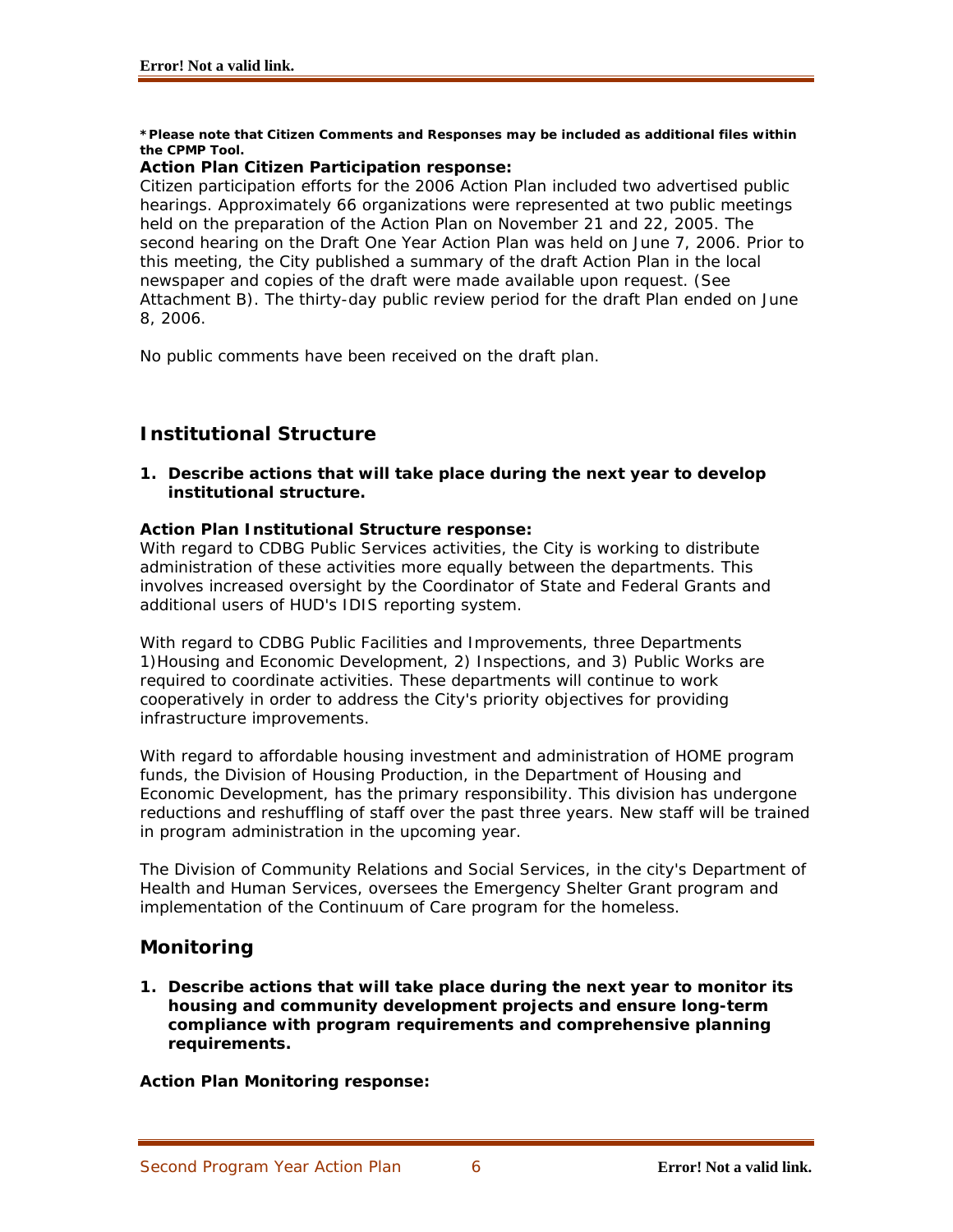***Please note that Citizen Comments and Responses may be included as additional files within the CPMP Tool.**

**Action Plan Citizen Participation response:**

Citizen participation efforts for the 2006 Action Plan included two advertised public hearings. Approximately 66 organizations were represented at two public meetings held on the preparation of the Action Plan on November 21 and 22, 2005. The second hearing on the Draft One Year Action Plan was held on June 7, 2006. Prior to this meeting, the City published a summary of the draft Action Plan in the local newspaper and copies of the draft were made available upon request. (See Attachment B). The thirty-day public review period for the draft Plan ended on June 8, 2006.

No public comments have been received on the draft plan.

## Institutional Structure

1. **Describe actions that will take place during the next year to develop institutional structure.**

**Action Plan Institutional Structure response:**

With regard to CDBG Public Services activities, the City is working to distribute administration of these activities more equally between the departments. This involves increased oversight by the Coordinator of State and Federal Grants and additional users of HUD's IDIS reporting system.

With regard to CDBG Public Facilities and Improvements, three Departments 1)Housing and Economic Development, 2) Inspections, and 3) Public Works are required to coordinate activities. These departments will continue to work cooperatively in order to address the City's priority objectives for providing infrastructure improvements.

With regard to affordable housing investment and administration of HOME program funds, the Division of Housing Production, in the Department of Housing and Economic Development, has the primary responsibility. This division has undergone reductions and reshuffling of staff over the past three years. New staff will be trained in program administration in the upcoming year.

The Division of Community Relations and Social Services, in the city's Department of Health and Human Services, oversees the Emergency Shelter Grant program and implementation of the Continuum of Care program for the homeless.

## Monitoring

1. **Describe actions that will take place during the next year to monitor its housing and community development projects and ensure long-term compliance with program requirements and comprehensive planning requirements.**

**Action Plan Monitoring response:**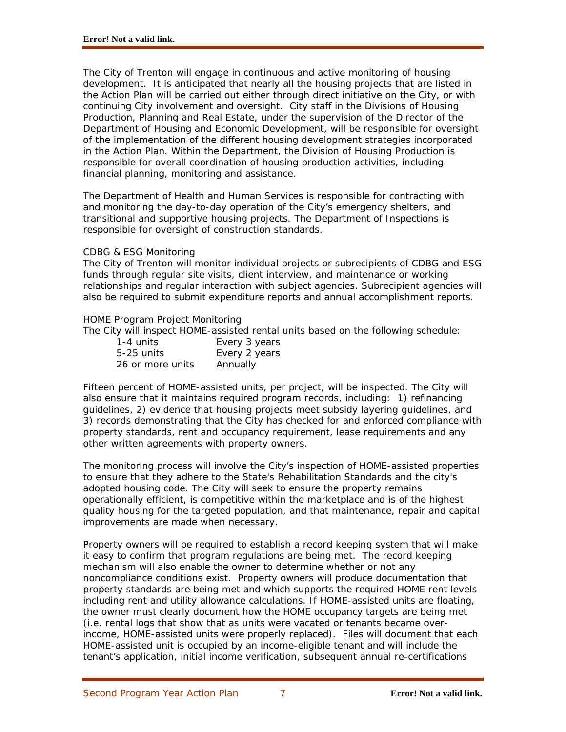The City of Trenton will engage in continuous and active monitoring of housing development. It is anticipated that nearly all the housing projects that are listed in the Action Plan will be carried out either through direct initiative on the City, or with continuing City involvement and oversight. City staff in the Divisions of Housing Production, Planning and Real Estate, under the supervision of the Director of the Department of Housing and Economic Development, will be responsible for oversight of the implementation of the different housing development strategies incorporated in the Action Plan. Within the Department, the Division of Housing Production is responsible for overall coordination of housing production activities, including financial planning, monitoring and assistance.

The Department of Health and Human Services is responsible for contracting with and monitoring the day-to-day operation of the City's emergency shelters, and transitional and supportive housing projects. The Department of Inspections is responsible for oversight of construction standards.

CDBG & ESG Monitoring
The City of Trenton will monitor individual projects or subrecipients of CDBG and ESG funds through regular site visits, client interview, and maintenance or working relationships and regular interaction with subject agencies. Subrecipient agencies will also be required to submit expenditure reports and annual accomplishment reports.

HOME Program Project Monitoring
The City will inspect HOME-assisted rental units based on the following schedule:

| | |
|---|---|
| 1-4 units | Every 3 years |
| 5-25 units | Every 2 years |
| 26 or more units | Annually |

Fifteen percent of HOME-assisted units, per project, will be inspected. The City will also ensure that it maintains required program records, including: 1) refinancing guidelines, 2) evidence that housing projects meet subsidy layering guidelines, and 3) records demonstrating that the City has checked for and enforced compliance with property standards, rent and occupancy requirement, lease requirements and any other written agreements with property owners.

The monitoring process will involve the City's inspection of HOME-assisted properties to ensure that they adhere to the State's Rehabilitation Standards and the city's adopted housing code. The City will seek to ensure the property remains operationally efficient, is competitive within the marketplace and is of the highest quality housing for the targeted population, and that maintenance, repair and capital improvements are made when necessary.

Property owners will be required to establish a record keeping system that will make it easy to confirm that program regulations are being met. The record keeping mechanism will also enable the owner to determine whether or not any noncompliance conditions exist. Property owners will produce documentation that property standards are being met and which supports the required HOME rent levels including rent and utility allowance calculations. If HOME-assisted units are floating, the owner must clearly document how the HOME occupancy targets are being met (i.e. rental logs that show that as units were vacated or tenants became over-income, HOME-assisted units were properly replaced). Files will document that each HOME-assisted unit is occupied by an income-eligible tenant and will include the tenant's application, initial income verification, subsequent annual re-certifications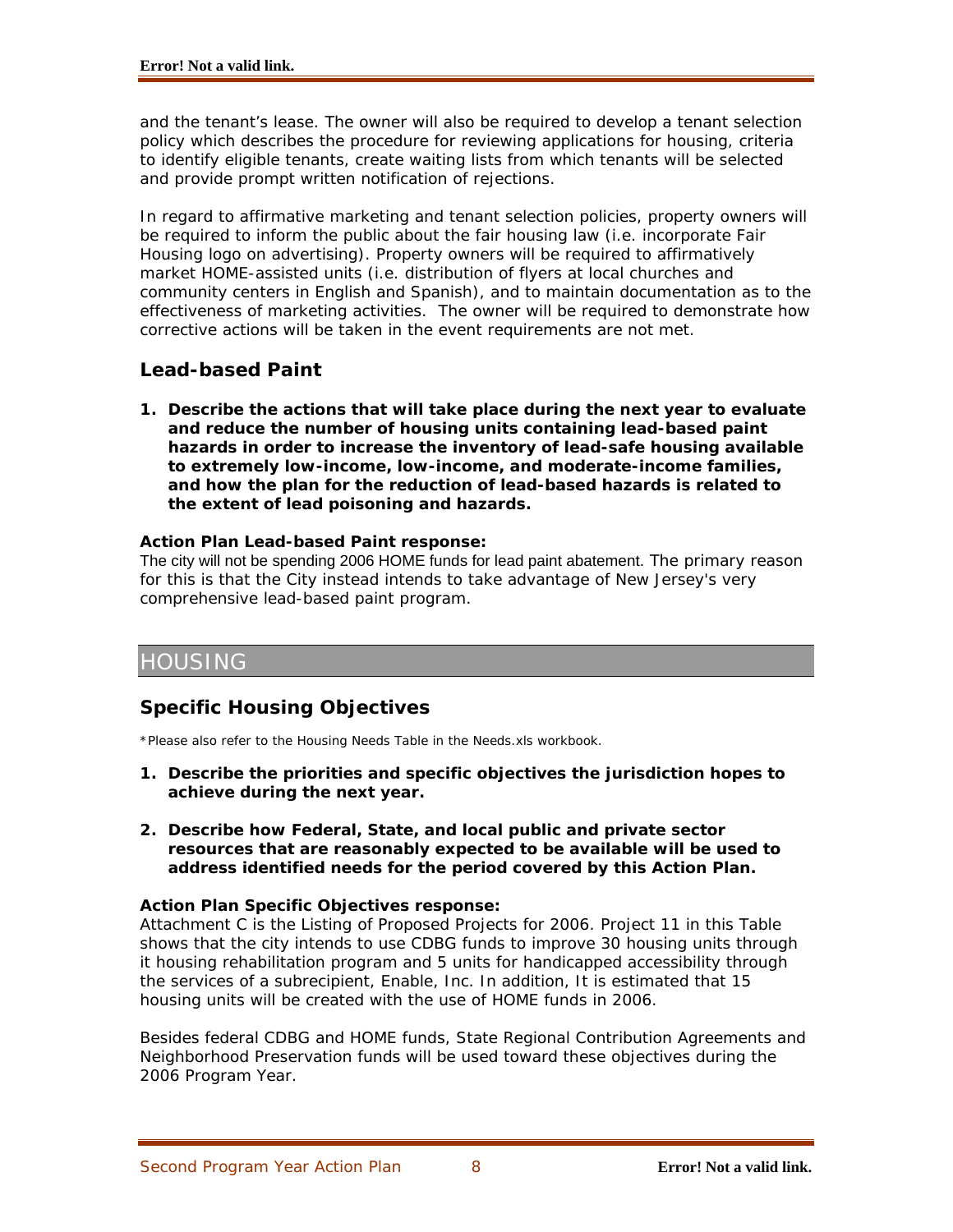and the tenant's lease. The owner will also be required to develop a tenant selection policy which describes the procedure for reviewing applications for housing, criteria to identify eligible tenants, create waiting lists from which tenants will be selected and provide prompt written notification of rejections.

In regard to affirmative marketing and tenant selection policies, property owners will be required to inform the public about the fair housing law (i.e. incorporate Fair Housing logo on advertising). Property owners will be required to affirmatively market HOME-assisted units (i.e. distribution of flyers at local churches and community centers in English and Spanish), and to maintain documentation as to the effectiveness of marketing activities. The owner will be required to demonstrate how corrective actions will be taken in the event requirements are not met.

## Lead-based Paint

1. **Describe the actions that will take place during the next year to evaluate and reduce the number of housing units containing lead-based paint hazards in order to increase the inventory of lead-safe housing available to extremely low-income, low-income, and moderate-income families, and how the plan for the reduction of lead-based hazards is related to the extent of lead poisoning and hazards.**

**Action Plan Lead-based Paint response:**
The city will not be spending 2006 HOME funds for lead paint abatement. The primary reason for this is that the City instead intends to take advantage of New Jersey's very comprehensive lead-based paint program.

# HOUSING

## Specific Housing Objectives

*Please also refer to the Housing Needs Table in the Needs.xls workbook.

1. **Describe the priorities and specific objectives the jurisdiction hopes to achieve during the next year.**

2. **Describe how Federal, State, and local public and private sector resources that are reasonably expected to be available will be used to address identified needs for the period covered by this Action Plan.**

**Action Plan Specific Objectives response:**
Attachment C is the Listing of Proposed Projects for 2006. Project 11 in this Table shows that the city intends to use CDBG funds to improve 30 housing units through it housing rehabilitation program and 5 units for handicapped accessibility through the services of a subrecipient, Enable, Inc. In addition, It is estimated that 15 housing units will be created with the use of HOME funds in 2006.

Besides federal CDBG and HOME funds, State Regional Contribution Agreements and Neighborhood Preservation funds will be used toward these objectives during the 2006 Program Year.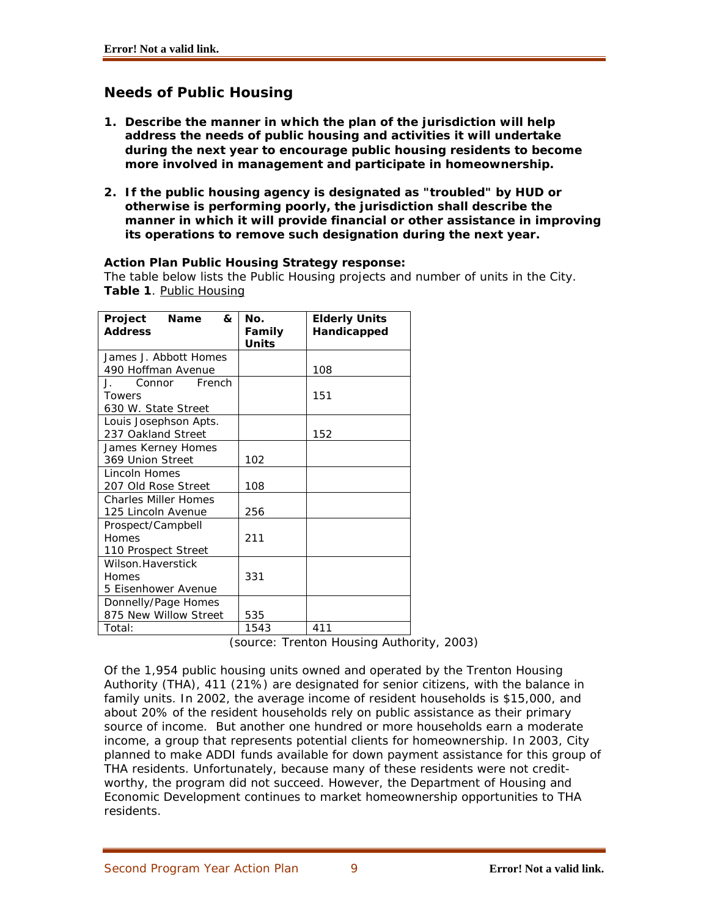## Needs of Public Housing

1. **Describe the manner in which the plan of the jurisdiction will help address the needs of public housing and activities it will undertake during the next year to encourage public housing residents to become more involved in management and participate in homeownership.**

2. **If the public housing agency is designated as "troubled" by HUD or otherwise is performing poorly, the jurisdiction shall describe the manner in which it will provide financial or other assistance in improving its operations to remove such designation during the next year.**

**Action Plan Public Housing Strategy response:**

The table below lists the Public Housing projects and number of units in the City.

**Table 1**. Public Housing

| Project Name & Address | No. Family Units | Elderly Units Handicapped |
|---|---|---|
| James J. Abbott Homes 490 Hoffman Avenue | | 108 |
| J. Connor French Towers 630 W. State Street | | 151 |
| Louis Josephson Apts. 237 Oakland Street | | 152 |
| James Kerney Homes 369 Union Street | 102 | |
| Lincoln Homes 207 Old Rose Street | 108 | |
| Charles Miller Homes 125 Lincoln Avenue | 256 | |
| Prospect/Campbell Homes 110 Prospect Street | 211 | |
| Wilson.Haverstick Homes 5 Eisenhower Avenue | 331 | |
| Donnelly/Page Homes 875 New Willow Street | 535 | |
| Total: | 1543 | 411 |

(source: Trenton Housing Authority, 2003)

Of the 1,954 public housing units owned and operated by the Trenton Housing Authority (THA), 411 (21%) are designated for senior citizens, with the balance in family units. In 2002, the average income of resident households is $15,000, and about 20% of the resident households rely on public assistance as their primary source of income. But another one hundred or more households earn a moderate income, a group that represents potential clients for homeownership. In 2003, City planned to make ADDI funds available for down payment assistance for this group of THA residents. Unfortunately, because many of these residents were not credit-worthy, the program did not succeed. However, the Department of Housing and Economic Development continues to market homeownership opportunities to THA residents.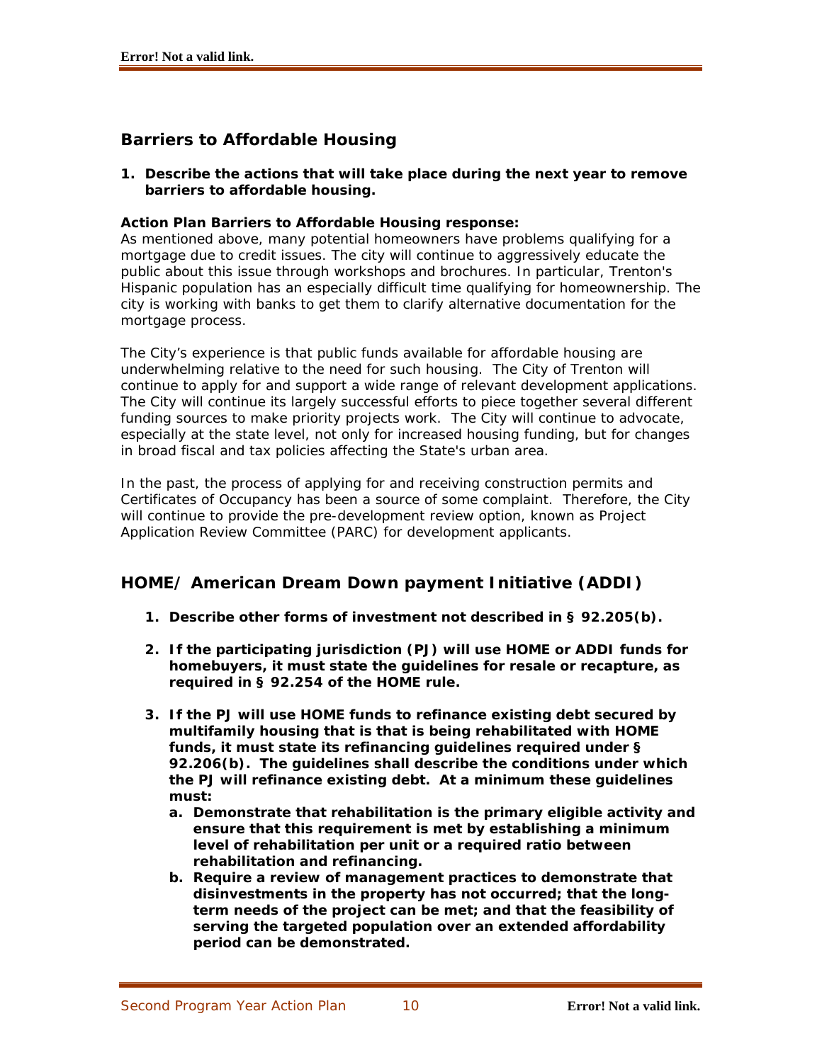## Barriers to Affordable Housing

1. **Describe the actions that will take place during the next year to remove barriers to affordable housing.**

**Action Plan Barriers to Affordable Housing response:**
As mentioned above, many potential homeowners have problems qualifying for a mortgage due to credit issues. The city will continue to aggressively educate the public about this issue through workshops and brochures. In particular, Trenton's Hispanic population has an especially difficult time qualifying for homeownership. The city is working with banks to get them to clarify alternative documentation for the mortgage process.

The City's experience is that public funds available for affordable housing are underwhelming relative to the need for such housing. The City of Trenton will continue to apply for and support a wide range of relevant development applications. The City will continue its largely successful efforts to piece together several different funding sources to make priority projects work. The City will continue to advocate, especially at the state level, not only for increased housing funding, but for changes in broad fiscal and tax policies affecting the State's urban area.

In the past, the process of applying for and receiving construction permits and Certificates of Occupancy has been a source of some complaint. Therefore, the City will continue to provide the pre-development review option, known as Project Application Review Committee (PARC) for development applicants.

## HOME/ American Dream Down payment Initiative (ADDI)

1. **Describe other forms of investment not described in § 92.205(b).**

2. **If the participating jurisdiction (PJ) will use HOME or ADDI funds for homebuyers, it must state the guidelines for resale or recapture, as required in § 92.254 of the HOME rule.**

3. **If the PJ will use HOME funds to refinance existing debt secured by multifamily housing that is that is being rehabilitated with HOME funds, it must state its refinancing guidelines required under § 92.206(b). The guidelines shall describe the conditions under which the PJ will refinance existing debt. At a minimum these guidelines must:**
   a. **Demonstrate that rehabilitation is the primary eligible activity and ensure that this requirement is met by establishing a minimum level of rehabilitation per unit or a required ratio between rehabilitation and refinancing.**
   b. **Require a review of management practices to demonstrate that disinvestments in the property has not occurred; that the long-term needs of the project can be met; and that the feasibility of serving the targeted population over an extended affordability period can be demonstrated.**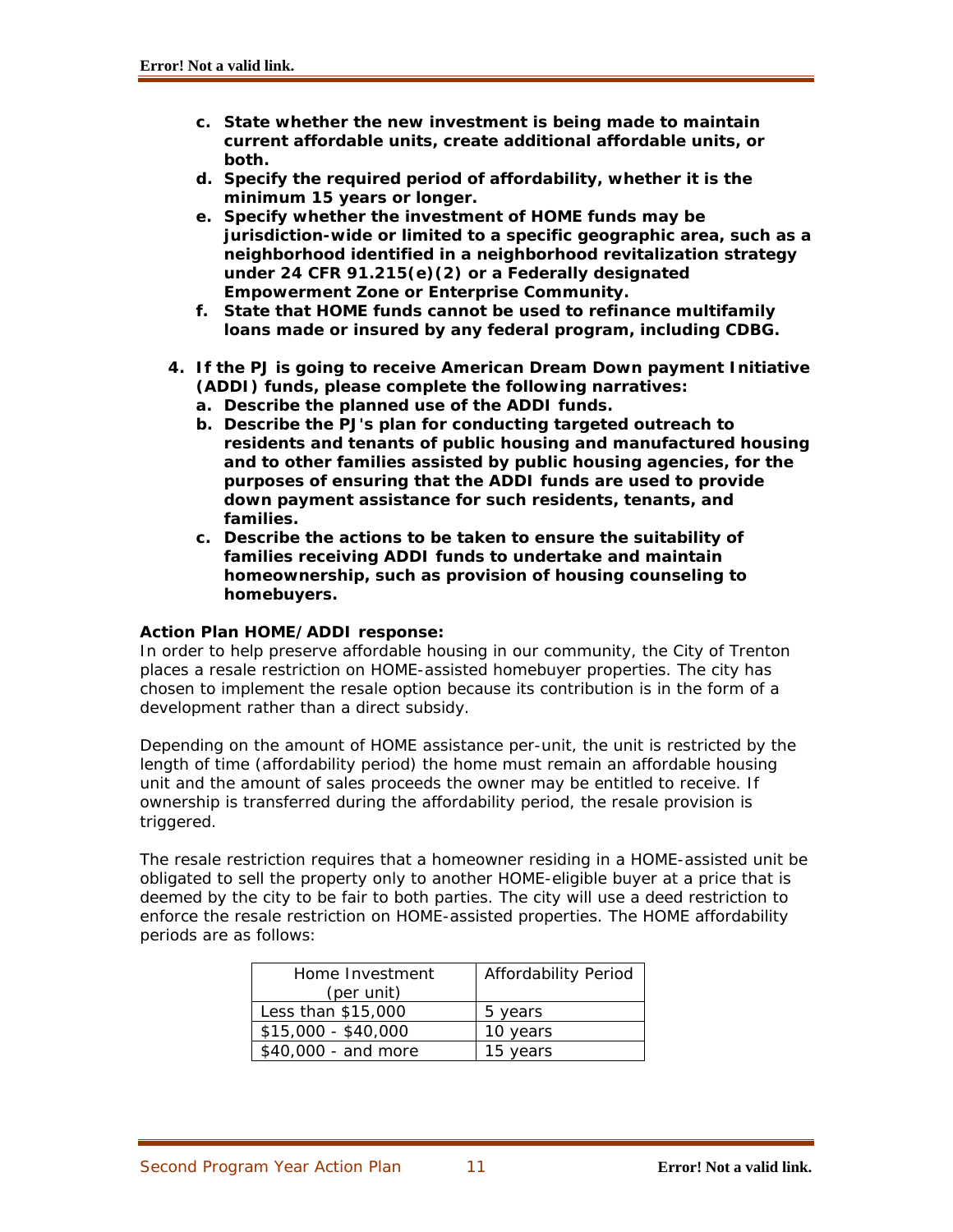c. **State whether the new investment is being made to maintain current affordable units, create additional affordable units, or both.**
   d. **Specify the required period of affordability, whether it is the minimum 15 years or longer.**
   e. **Specify whether the investment of HOME funds may be jurisdiction-wide or limited to a specific geographic area, such as a neighborhood identified in a neighborhood revitalization strategy under 24 CFR 91.215(e)(2) or a Federally designated Empowerment Zone or Enterprise Community.**
   f. **State that HOME funds cannot be used to refinance multifamily loans made or insured by any federal program, including CDBG.**

4. **If the PJ is going to receive American Dream Down payment Initiative (ADDI) funds, please complete the following narratives:**
   a. **Describe the planned use of the ADDI funds.**
   b. **Describe the PJ's plan for conducting targeted outreach to residents and tenants of public housing and manufactured housing and to other families assisted by public housing agencies, for the purposes of ensuring that the ADDI funds are used to provide down payment assistance for such residents, tenants, and families.**
   c. **Describe the actions to be taken to ensure the suitability of families receiving ADDI funds to undertake and maintain homeownership, such as provision of housing counseling to homebuyers.**

**Action Plan HOME/ADDI response:**

In order to help preserve affordable housing in our community, the City of Trenton places a resale restriction on HOME-assisted homebuyer properties. The city has chosen to implement the resale option because its contribution is in the form of a development rather than a direct subsidy.

Depending on the amount of HOME assistance per-unit, the unit is restricted by the length of time (affordability period) the home must remain an affordable housing unit and the amount of sales proceeds the owner may be entitled to receive. If ownership is transferred during the affordability period, the resale provision is triggered.

The resale restriction requires that a homeowner residing in a HOME-assisted unit be obligated to sell the property only to another HOME-eligible buyer at a price that is deemed by the city to be fair to both parties. The city will use a deed restriction to enforce the resale restriction on HOME-assisted properties. The HOME affordability periods are as follows:

| Home Investment (per unit) | Affordability Period |
|---|---|
| Less than $15,000 | 5 years |
| $15,000 - $40,000 | 10 years |
| $40,000 - and more | 15 years |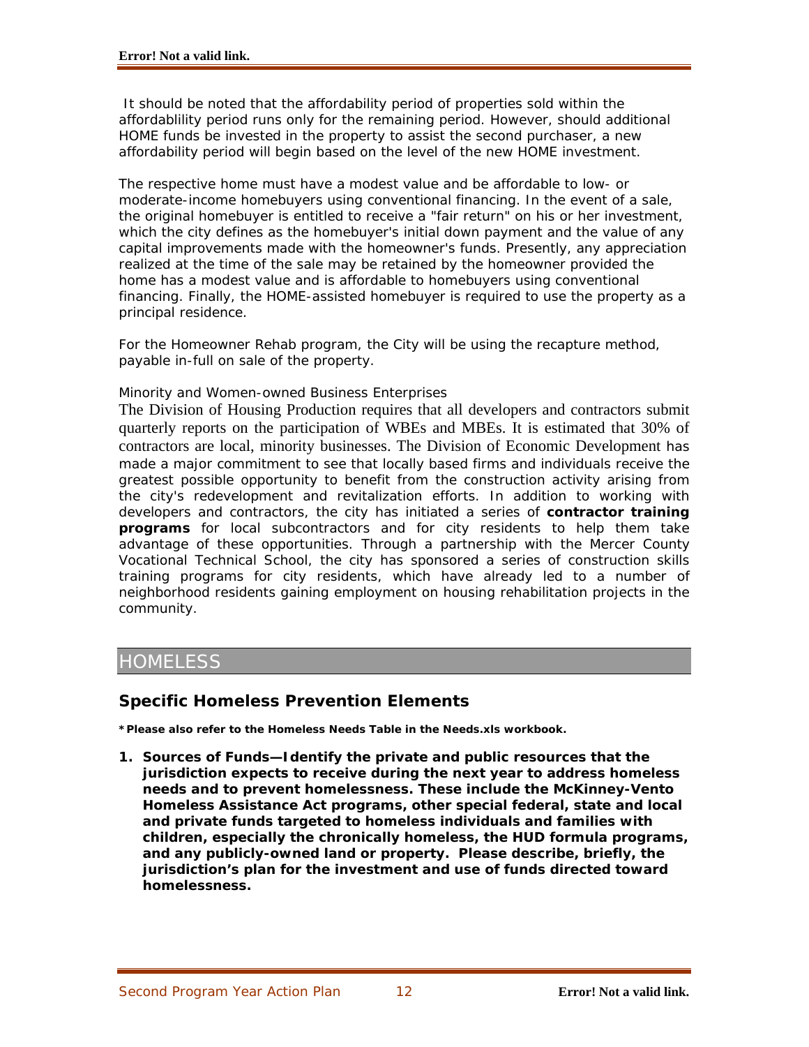It should be noted that the affordability period of properties sold within the affordablility period runs only for the remaining period. However, should additional HOME funds be invested in the property to assist the second purchaser, a new affordability period will begin based on the level of the new HOME investment.

The respective home must have a modest value and be affordable to low- or moderate-income homebuyers using conventional financing. In the event of a sale, the original homebuyer is entitled to receive a "fair return" on his or her investment, which the city defines as the homebuyer's initial down payment and the value of any capital improvements made with the homeowner's funds. Presently, any appreciation realized at the time of the sale may be retained by the homeowner provided the home has a modest value and is affordable to homebuyers using conventional financing. Finally, the HOME-assisted homebuyer is required to use the property as a principal residence.

For the Homeowner Rehab program, the City will be using the recapture method, payable in-full on sale of the property.

Minority and Women-owned Business Enterprises

The Division of Housing Production requires that all developers and contractors submit quarterly reports on the participation of WBEs and MBEs. It is estimated that 30% of contractors are local, minority businesses. The Division of Economic Development has made a major commitment to see that locally based firms and individuals receive the greatest possible opportunity to benefit from the construction activity arising from the city's redevelopment and revitalization efforts. In addition to working with developers and contractors, the city has initiated a series of **contractor training programs** for local subcontractors and for city residents to help them take advantage of these opportunities. Through a partnership with the Mercer County Vocational Technical School, the city has sponsored a series of construction skills training programs for city residents, which have already led to a number of neighborhood residents gaining employment on housing rehabilitation projects in the community.

# HOMELESS

## Specific Homeless Prevention Elements

***Please also refer to the Homeless Needs Table in the Needs.xls workbook.**

1. **Sources of Funds—Identify the private and public resources that the jurisdiction expects to receive during the next year to address homeless needs and to prevent homelessness. These include the McKinney-Vento Homeless Assistance Act programs, other special federal, state and local and private funds targeted to homeless individuals and families with children, especially the chronically homeless, the HUD formula programs, and any publicly-owned land or property. Please describe, briefly, the jurisdiction's plan for the investment and use of funds directed toward homelessness.**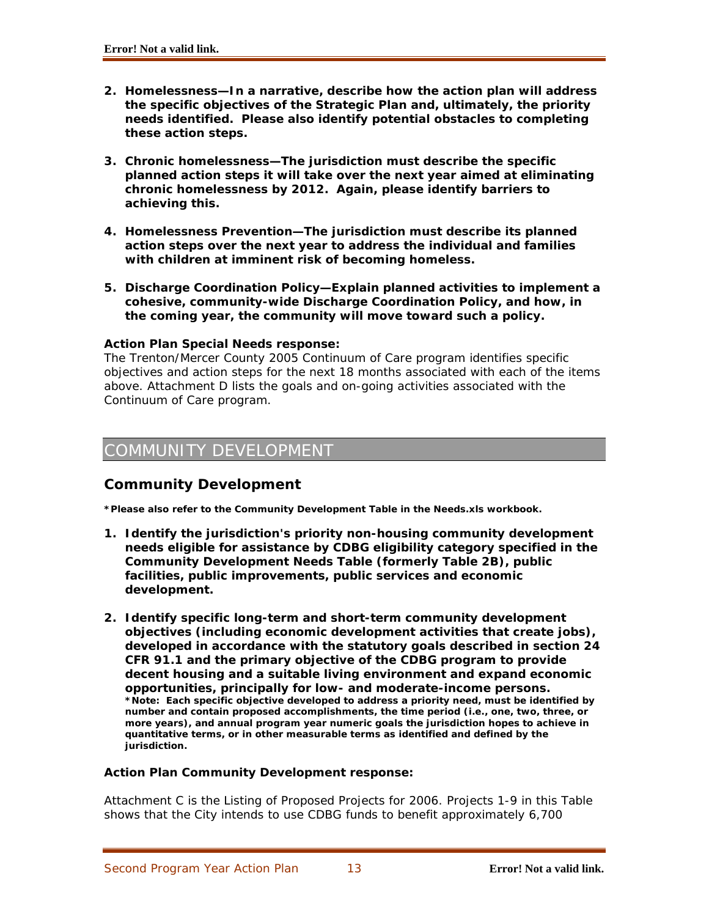2. **Homelessness—In a narrative, describe how the action plan will address the specific objectives of the Strategic Plan and, ultimately, the priority needs identified. Please also identify potential obstacles to completing these action steps.**

3. **Chronic homelessness—The jurisdiction must describe the specific planned action steps it will take over the next year aimed at eliminating chronic homelessness by 2012. Again, please identify barriers to achieving this.**

4. **Homelessness Prevention—The jurisdiction must describe its planned action steps over the next year to address the individual and families with children at imminent risk of becoming homeless.**

5. **Discharge Coordination Policy—Explain planned activities to implement a cohesive, community-wide Discharge Coordination Policy, and how, in the coming year, the community will move toward such a policy.**

**Action Plan Special Needs response:**
The Trenton/Mercer County 2005 Continuum of Care program identifies specific objectives and action steps for the next 18 months associated with each of the items above. Attachment D lists the goals and on-going activities associated with the Continuum of Care program.

# COMMUNITY DEVELOPMENT

## Community Development

**\*Please also refer to the Community Development Table in the Needs.xls workbook.**

1. **Identify the jurisdiction's priority non-housing community development needs eligible for assistance by CDBG eligibility category specified in the Community Development Needs Table (formerly Table 2B), public facilities, public improvements, public services and economic development.**

2. **Identify specific long-term and short-term community development objectives (including economic development activities that create jobs), developed in accordance with the statutory goals described in section 24 CFR 91.1 and the primary objective of the CDBG program to provide decent housing and a suitable living environment and expand economic opportunities, principally for low- and moderate-income persons.**
   **\*Note: Each specific objective developed to address a priority need, must be identified by number and contain proposed accomplishments, the time period (i.e., one, two, three, or more years), and annual program year numeric goals the jurisdiction hopes to achieve in quantitative terms, or in other measurable terms as identified and defined by the jurisdiction.**

**Action Plan Community Development response:**

Attachment C is the Listing of Proposed Projects for 2006. Projects 1-9 in this Table shows that the City intends to use CDBG funds to benefit approximately 6,700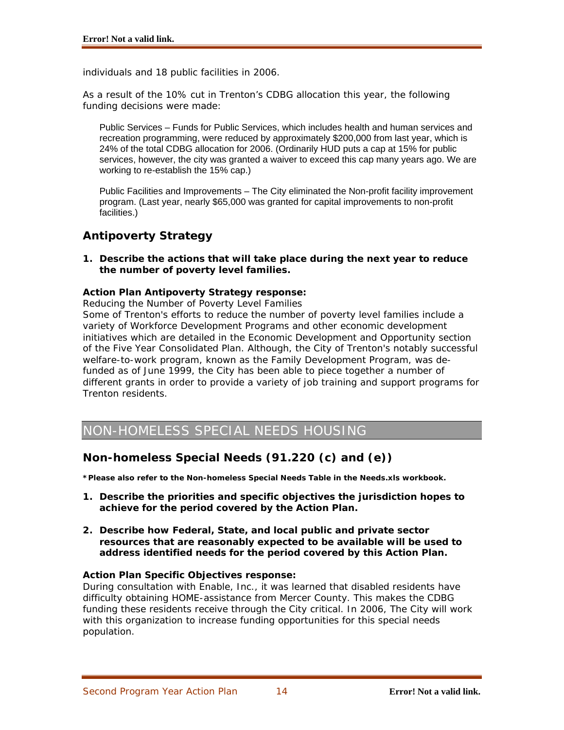individuals and 18 public facilities in 2006.

As a result of the 10% cut in Trenton's CDBG allocation this year, the following funding decisions were made:

Public Services – Funds for Public Services, which includes health and human services and recreation programming, were reduced by approximately $200,000 from last year, which is 24% of the total CDBG allocation for 2006. (Ordinarily HUD puts a cap at 15% for public services, however, the city was granted a waiver to exceed this cap many years ago. We are working to re-establish the 15% cap.)

Public Facilities and Improvements – The City eliminated the Non-profit facility improvement program. (Last year, nearly $65,000 was granted for capital improvements to non-profit facilities.)

## Antipoverty Strategy

1. **Describe the actions that will take place during the next year to reduce the number of poverty level families.**

**Action Plan Antipoverty Strategy response:**
Reducing the Number of Poverty Level Families
Some of Trenton's efforts to reduce the number of poverty level families include a variety of Workforce Development Programs and other economic development initiatives which are detailed in the Economic Development and Opportunity section of the Five Year Consolidated Plan. Although, the City of Trenton's notably successful welfare-to-work program, known as the Family Development Program, was de-funded as of June 1999, the City has been able to piece together a number of different grants in order to provide a variety of job training and support programs for Trenton residents.

# NON-HOMELESS SPECIAL NEEDS HOUSING

## Non-homeless Special Needs (91.220 (c) and (e))

***Please also refer to the Non-homeless Special Needs Table in the Needs.xls workbook.**

1. **Describe the priorities and specific objectives the jurisdiction hopes to achieve for the period covered by the Action Plan.**

2. **Describe how Federal, State, and local public and private sector resources that are reasonably expected to be available will be used to address identified needs for the period covered by this Action Plan.**

**Action Plan Specific Objectives response:**
During consultation with Enable, Inc., it was learned that disabled residents have difficulty obtaining HOME-assistance from Mercer County. This makes the CDBG funding these residents receive through the City critical. In 2006, The City will work with this organization to increase funding opportunities for this special needs population.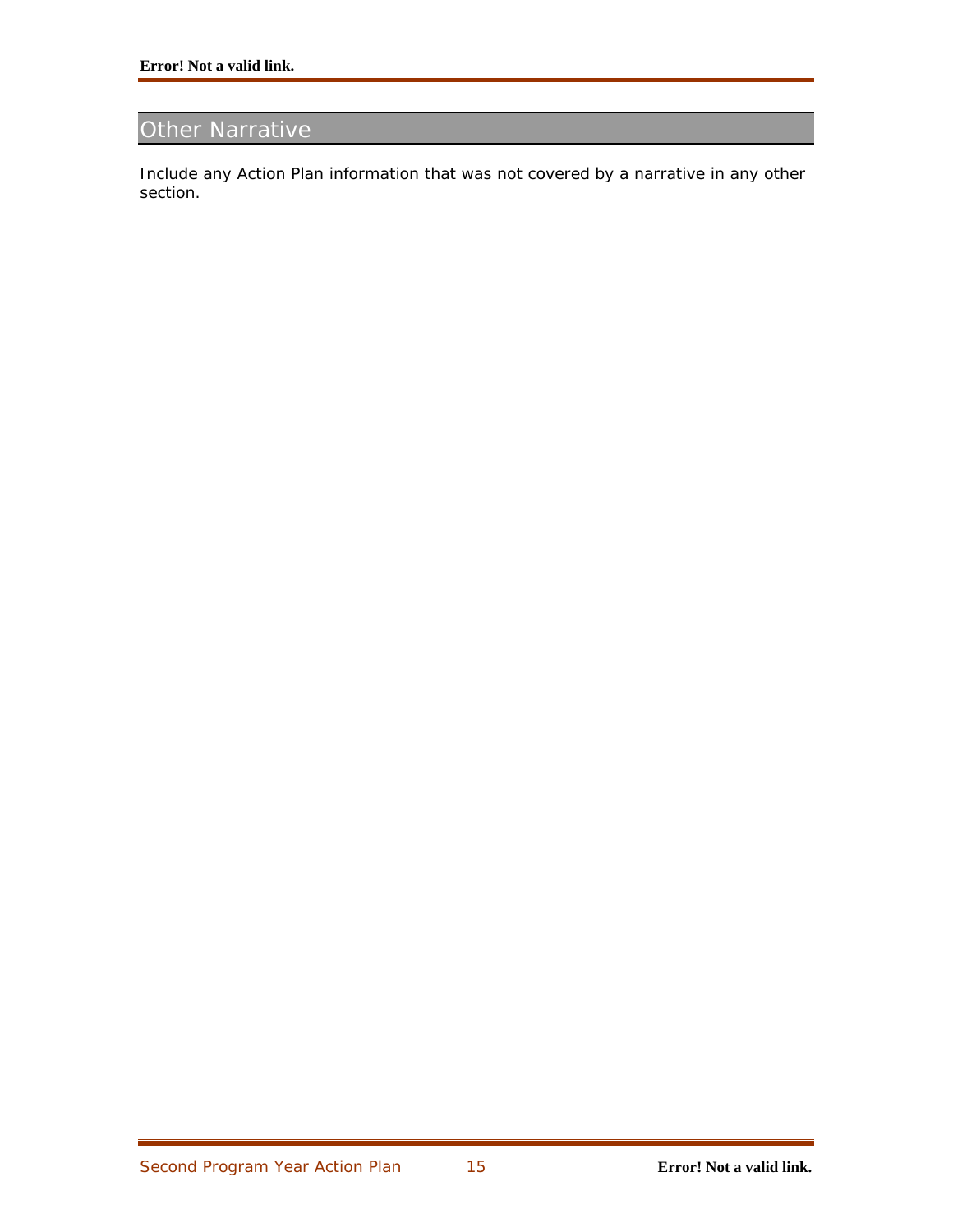## Other Narrative

Include any Action Plan information that was not covered by a narrative in any other section.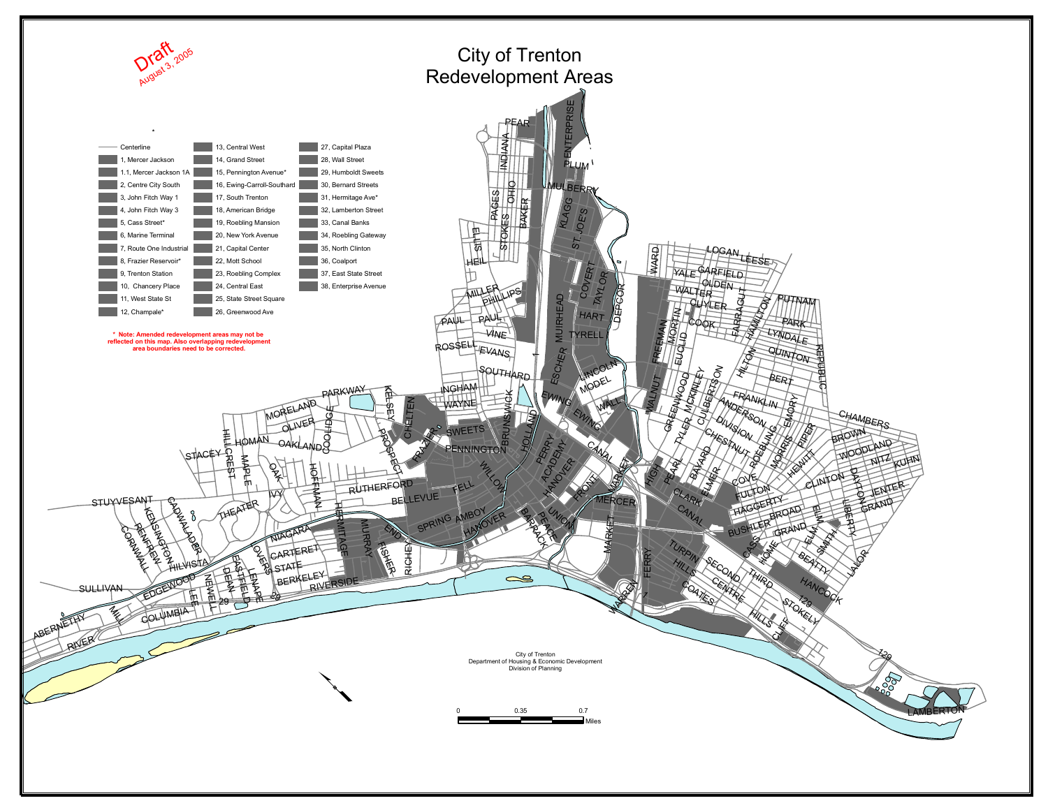Draft
August 3, 2005

# City of Trenton
# Redevelopment Areas

- Centerline
- 1, Mercer Jackson
- 1.1, Mercer Jackson 1A
- 2, Centre City South
- 3, John Fitch Way 1
- 4, John Fitch Way 3
- 5, Cass Street*
- 6, Marine Terminal
- 7, Route One Industrial
- 8, Frazier Reservoir*
- 9, Trenton Station
- 10, Chancery Place
- 11, West State St
- 12, Champale*
- 13, Central West
- 14, Grand Street
- 15, Pennington Avenue*
- 16, Ewing-Carroll-Southard
- 17, South Trenton
- 18, American Bridge
- 19, Roebling Mansion
- 20, New York Avenue
- 21, Capital Center
- 22, Mott School
- 23, Roebling Complex
- 24, Central East
- 25, State Street Square
- 26, Greenwood Ave
- 27, Capital Plaza
- 28, Wall Street
- 29, Humboldt Sweets
- 30, Bernard Streets
- 31, Hermitage Ave*
- 32, Lamberton Street
- 33, Canal Banks
- 34, Roebling Gateway
- 35, North Clinton
- 36, Coalport
- 37, East State Street
- 38, Enterprise Avenue

**\* Note: Amended redevelopment areas may not be reflected on this map. Also overlapping redevelopment area boundaries need to be corrected.**

City of Trenton
Department of Housing & Economic Development
Division of Planning

0 0.35 0.7 Miles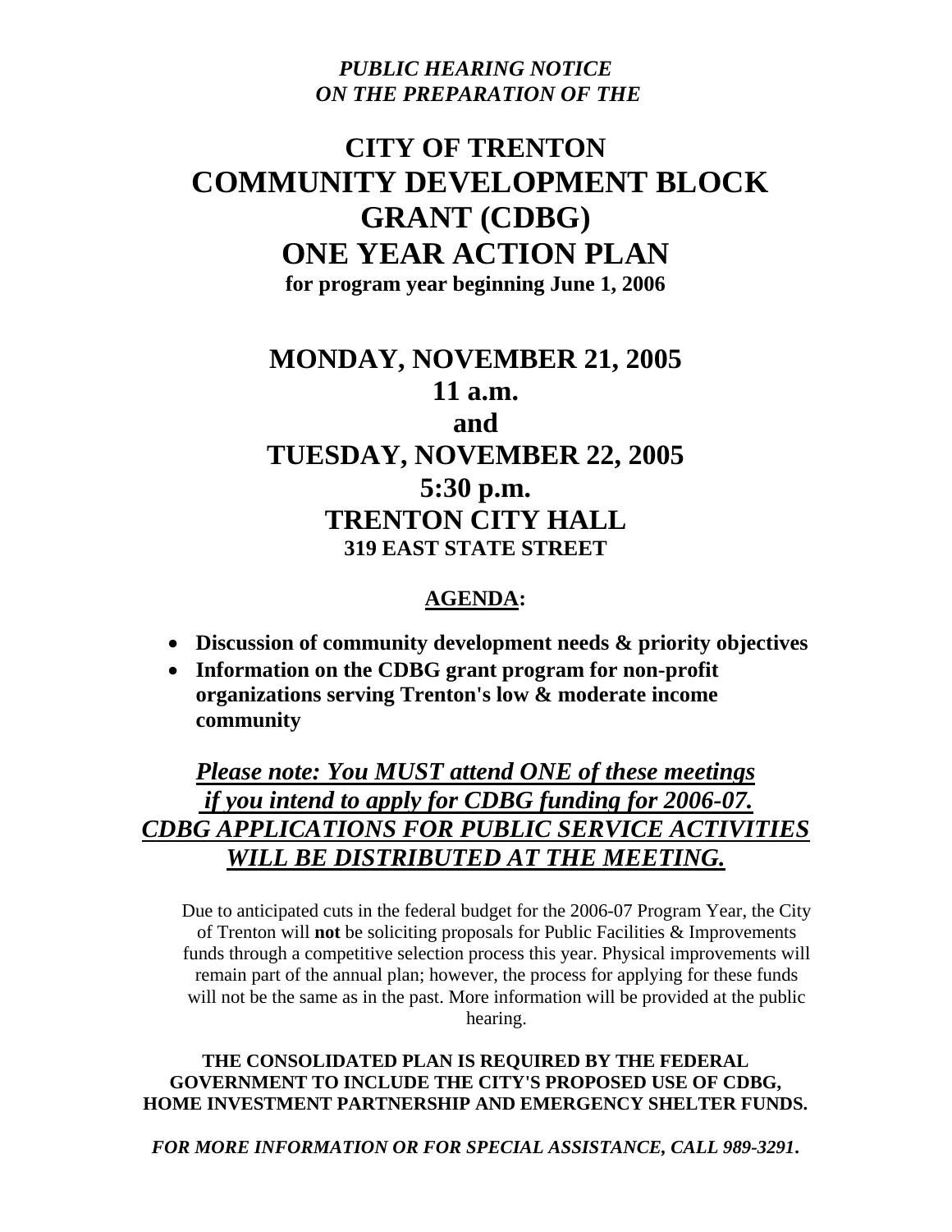*PUBLIC HEARING NOTICE*
*ON THE PREPARATION OF THE*

# CITY OF TRENTON COMMUNITY DEVELOPMENT BLOCK GRANT (CDBG) ONE YEAR ACTION PLAN

**for program year beginning June 1, 2006**

## MONDAY, NOVEMBER 21, 2005
## 11 a.m.
## and
## TUESDAY, NOVEMBER 22, 2005
## 5:30 p.m.
## TRENTON CITY HALL

**319 EAST STATE STREET**

**AGENDA:**

- **Discussion of community development needs & priority objectives**
- **Information on the CDBG grant program for non-profit organizations serving Trenton's low & moderate income community**

***Please note: You MUST attend ONE of these meetings if you intend to apply for CDBG funding for 2006-07. CDBG APPLICATIONS FOR PUBLIC SERVICE ACTIVITIES WILL BE DISTRIBUTED AT THE MEETING.***

Due to anticipated cuts in the federal budget for the 2006-07 Program Year, the City of Trenton will **not** be soliciting proposals for Public Facilities & Improvements funds through a competitive selection process this year. Physical improvements will remain part of the annual plan; however, the process for applying for these funds will not be the same as in the past. More information will be provided at the public hearing.

**THE CONSOLIDATED PLAN IS REQUIRED BY THE FEDERAL GOVERNMENT TO INCLUDE THE CITY'S PROPOSED USE OF CDBG, HOME INVESTMENT PARTNERSHIP AND EMERGENCY SHELTER FUNDS.**

***FOR MORE INFORMATION OR FOR SPECIAL ASSISTANCE, CALL 989-3291.***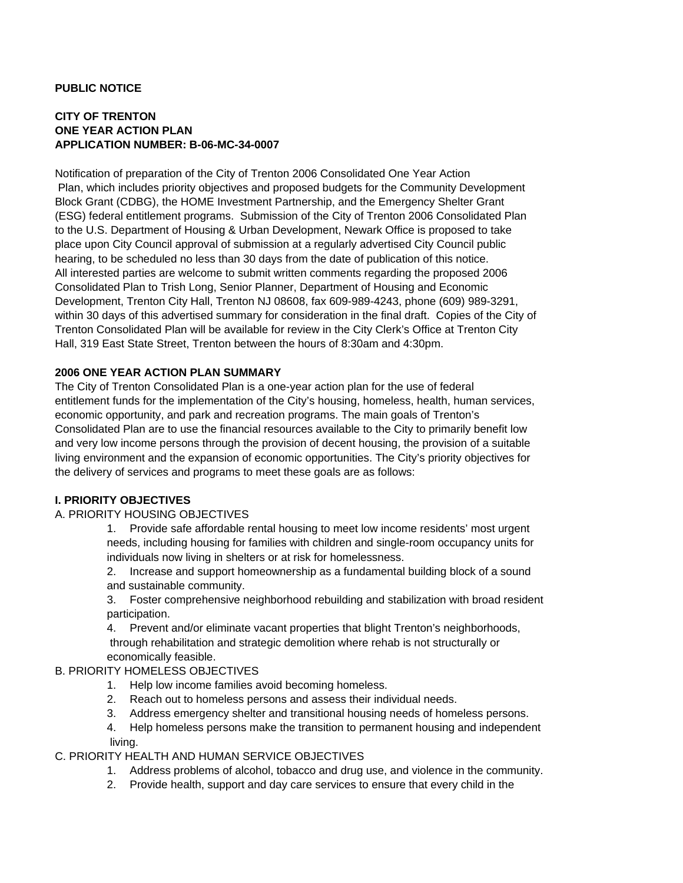**PUBLIC NOTICE**

**CITY OF TRENTON**
**ONE YEAR ACTION PLAN**
**APPLICATION NUMBER: B-06-MC-34-0007**

Notification of preparation of the City of Trenton 2006 Consolidated One Year Action Plan, which includes priority objectives and proposed budgets for the Community Development Block Grant (CDBG), the HOME Investment Partnership, and the Emergency Shelter Grant (ESG) federal entitlement programs. Submission of the City of Trenton 2006 Consolidated Plan to the U.S. Department of Housing & Urban Development, Newark Office is proposed to take place upon City Council approval of submission at a regularly advertised City Council public hearing, to be scheduled no less than 30 days from the date of publication of this notice. All interested parties are welcome to submit written comments regarding the proposed 2006 Consolidated Plan to Trish Long, Senior Planner, Department of Housing and Economic Development, Trenton City Hall, Trenton NJ 08608, fax 609-989-4243, phone (609) 989-3291, within 30 days of this advertised summary for consideration in the final draft. Copies of the City of Trenton Consolidated Plan will be available for review in the City Clerk's Office at Trenton City Hall, 319 East State Street, Trenton between the hours of 8:30am and 4:30pm.

**2006 ONE YEAR ACTION PLAN SUMMARY**

The City of Trenton Consolidated Plan is a one-year action plan for the use of federal entitlement funds for the implementation of the City's housing, homeless, health, human services, economic opportunity, and park and recreation programs. The main goals of Trenton's Consolidated Plan are to use the financial resources available to the City to primarily benefit low and very low income persons through the provision of decent housing, the provision of a suitable living environment and the expansion of economic opportunities. The City's priority objectives for the delivery of services and programs to meet these goals are as follows:

**I. PRIORITY OBJECTIVES**

A. PRIORITY HOUSING OBJECTIVES

1. Provide safe affordable rental housing to meet low income residents' most urgent needs, including housing for families with children and single-room occupancy units for individuals now living in shelters or at risk for homelessness.
2. Increase and support homeownership as a fundamental building block of a sound and sustainable community.
3. Foster comprehensive neighborhood rebuilding and stabilization with broad resident participation.
4. Prevent and/or eliminate vacant properties that blight Trenton's neighborhoods, through rehabilitation and strategic demolition where rehab is not structurally or economically feasible.

B. PRIORITY HOMELESS OBJECTIVES

1. Help low income families avoid becoming homeless.
2. Reach out to homeless persons and assess their individual needs.
3. Address emergency shelter and transitional housing needs of homeless persons.
4. Help homeless persons make the transition to permanent housing and independent living.

C. PRIORITY HEALTH AND HUMAN SERVICE OBJECTIVES

1. Address problems of alcohol, tobacco and drug use, and violence in the community.
2. Provide health, support and day care services to ensure that every child in the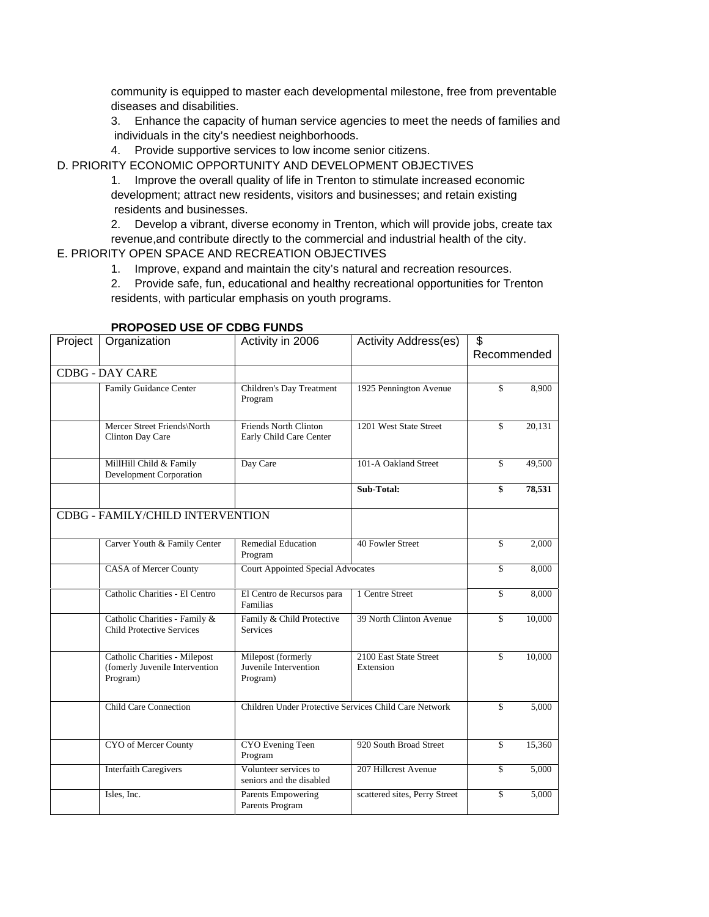community is equipped to master each developmental milestone, free from preventable diseases and disabilities.

3. Enhance the capacity of human service agencies to meet the needs of families and individuals in the city's neediest neighborhoods.

4. Provide supportive services to low income senior citizens.

D. PRIORITY ECONOMIC OPPORTUNITY AND DEVELOPMENT OBJECTIVES

1. Improve the overall quality of life in Trenton to stimulate increased economic development; attract new residents, visitors and businesses; and retain existing residents and businesses.

2. Develop a vibrant, diverse economy in Trenton, which will provide jobs, create tax revenue,and contribute directly to the commercial and industrial health of the city.

E. PRIORITY OPEN SPACE AND RECREATION OBJECTIVES

1. Improve, expand and maintain the city's natural and recreation resources.

2. Provide safe, fun, educational and healthy recreational opportunities for Trenton residents, with particular emphasis on youth programs.

**PROPOSED USE OF CDBG FUNDS**

| Project | Organization | Activity in 2006 | Activity Address(es) | $ Recommended |
|---|---|---|---|---|
| CDBG - DAY CARE | | | | |
| | Family Guidance Center | Children's Day Treatment Program | 1925 Pennington Avenue | $ 8,900 |
| | Mercer Street Friends\North Clinton Day Care | Friends North Clinton Early Child Care Center | 1201 West State Street | $ 20,131 |
| | MillHill Child & Family Development Corporation | Day Care | 101-A Oakland Street | $ 49,500 |
| | | | **Sub-Total:** | **$ 78,531** |
| CDBG - FAMILY/CHILD INTERVENTION | | | | |
| | Carver Youth & Family Center | Remedial Education Program | 40 Fowler Street | $ 2,000 |
| | CASA of Mercer County | Court Appointed Special Advocates | | $ 8,000 |
| | Catholic Charities - El Centro | El Centro de Recursos para Familias | 1 Centre Street | $ 8,000 |
| | Catholic Charities - Family & Child Protective Services | Family & Child Protective Services | 39 North Clinton Avenue | $ 10,000 |
| | Catholic Charities - Milepost (fomerly Juvenile Intervention Program) | Milepost (formerly Juvenile Intervention Program) | 2100 East State Street Extension | $ 10,000 |
| | Child Care Connection | Children Under Protective Services Child Care Network | | $ 5,000 |
| | CYO of Mercer County | CYO Evening Teen Program | 920 South Broad Street | $ 15,360 |
| | Interfaith Caregivers | Volunteer services to seniors and the disabled | 207 Hillcrest Avenue | $ 5,000 |
| | Isles, Inc. | Parents Empowering Parents Program | scattered sites, Perry Street | $ 5,000 |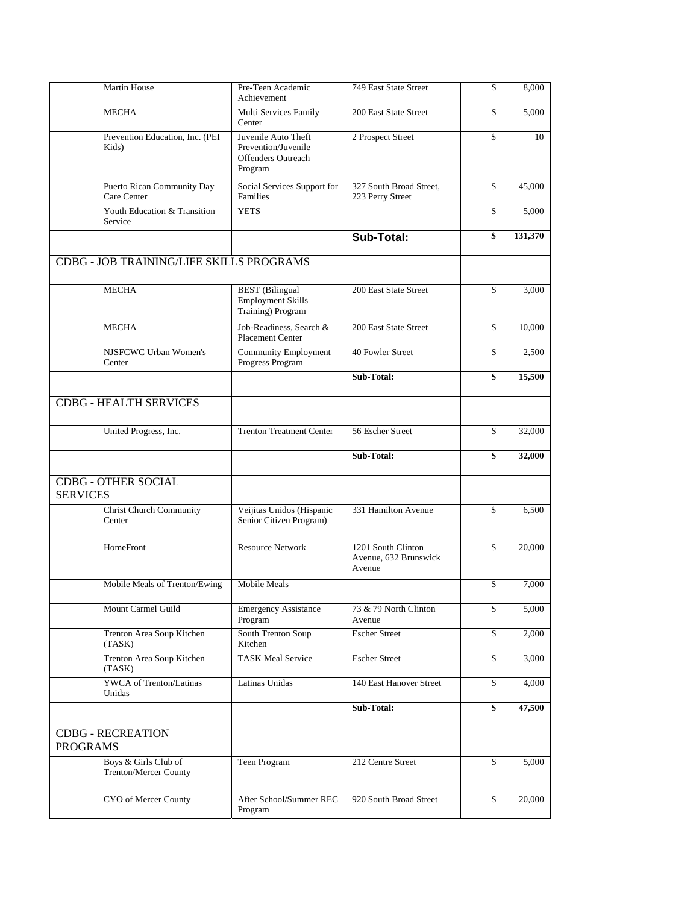| | Agency | Program | Address | $ | Amount |
|---|---|---|---|---|---|
| | Martin House | Pre-Teen Academic Achievement | 749 East State Street | $ | 8,000 |
| | MECHA | Multi Services Family Center | 200 East State Street | $ | 5,000 |
| | Prevention Education, Inc. (PEI Kids) | Juvenile Auto Theft Prevention/Juvenile Offenders Outreach Program | 2 Prospect Street | $ | 10 |
| | Puerto Rican Community Day Care Center | Social Services Support for Families | 327 South Broad Street, 223 Perry Street | $ | 45,000 |
| | Youth Education & Transition Service | YETS | | $ | 5,000 |
| | | | **Sub-Total:** | **$** | **131,370** |
| CDBG - JOB TRAINING/LIFE SKILLS PROGRAMS | | | | | |
| | MECHA | BEST (Bilingual Employment Skills Training) Program | 200 East State Street | $ | 3,000 |
| | MECHA | Job-Readiness, Search & Placement Center | 200 East State Street | $ | 10,000 |
| | NJSFCWC Urban Women's Center | Community Employment Progress Program | 40 Fowler Street | $ | 2,500 |
| | | | **Sub-Total:** | **$** | **15,500** |
| CDBG - HEALTH SERVICES | | | | | |
| | United Progress, Inc. | Trenton Treatment Center | 56 Escher Street | $ | 32,000 |
| | | | **Sub-Total:** | **$** | **32,000** |
| CDBG - OTHER SOCIAL SERVICES | | | | | |
| | Christ Church Community Center | Veijitas Unidos (Hispanic Senior Citizen Program) | 331 Hamilton Avenue | $ | 6,500 |
| | HomeFront | Resource Network | 1201 South Clinton Avenue, 632 Brunswick Avenue | $ | 20,000 |
| | Mobile Meals of Trenton/Ewing | Mobile Meals | | $ | 7,000 |
| | Mount Carmel Guild | Emergency Assistance Program | 73 & 79 North Clinton Avenue | $ | 5,000 |
| | Trenton Area Soup Kitchen (TASK) | South Trenton Soup Kitchen | Escher Street | $ | 2,000 |
| | Trenton Area Soup Kitchen (TASK) | TASK Meal Service | Escher Street | $ | 3,000 |
| | YWCA of Trenton/Latinas Unidas | Latinas Unidas | 140 East Hanover Street | $ | 4,000 |
| | | | **Sub-Total:** | **$** | **47,500** |
| CDBG - RECREATION PROGRAMS | | | | | |
| | Boys & Girls Club of Trenton/Mercer County | Teen Program | 212 Centre Street | $ | 5,000 |
| | CYO of Mercer County | After School/Summer REC Program | 920 South Broad Street | $ | 20,000 |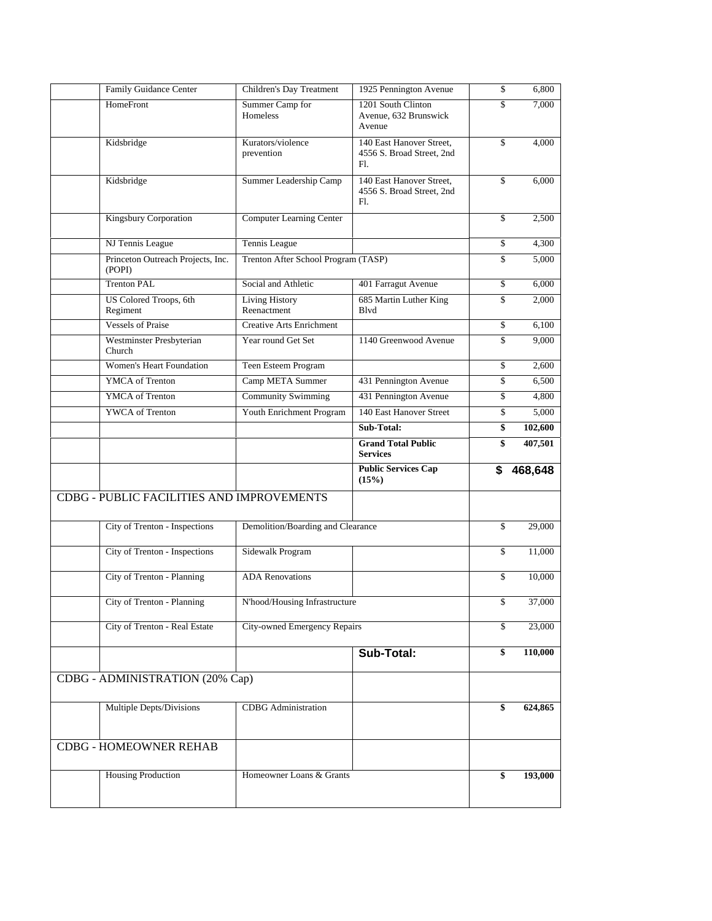| | | | | |
|---|---|---|---|---|
| | Family Guidance Center | Children's Day Treatment | 1925 Pennington Avenue | $ 6,800 |
| | HomeFront | Summer Camp for Homeless | 1201 South Clinton Avenue, 632 Brunswick Avenue | $ 7,000 |
| | Kidsbridge | Kurators/violence prevention | 140 East Hanover Street, 4556 S. Broad Street, 2nd Fl. | $ 4,000 |
| | Kidsbridge | Summer Leadership Camp | 140 East Hanover Street, 4556 S. Broad Street, 2nd Fl. | $ 6,000 |
| | Kingsbury Corporation | Computer Learning Center | | $ 2,500 |
| | NJ Tennis League | Tennis League | | $ 4,300 |
| | Princeton Outreach Projects, Inc. (POPI) | Trenton After School Program (TASP) | | $ 5,000 |
| | Trenton PAL | Social and Athletic | 401 Farragut Avenue | $ 6,000 |
| | US Colored Troops, 6th Regiment | Living History Reenactment | 685 Martin Luther King Blvd | $ 2,000 |
| | Vessels of Praise | Creative Arts Enrichment | | $ 6,100 |
| | Westminster Presbyterian Church | Year round Get Set | 1140 Greenwood Avenue | $ 9,000 |
| | Women's Heart Foundation | Teen Esteem Program | | $ 2,600 |
| | YMCA of Trenton | Camp META Summer | 431 Pennington Avenue | $ 6,500 |
| | YMCA of Trenton | Community Swimming | 431 Pennington Avenue | $ 4,800 |
| | YWCA of Trenton | Youth Enrichment Program | 140 East Hanover Street | $ 5,000 |
| | | | **Sub-Total:** | **$ 102,600** |
| | | | **Grand Total Public Services** | **$ 407,501** |
| | | | **Public Services Cap (15%)** | **$ 468,648** |
| CDBG - PUBLIC FACILITIES AND IMPROVEMENTS | | | | |
| | City of Trenton - Inspections | Demolition/Boarding and Clearance | | $ 29,000 |
| | City of Trenton - Inspections | Sidewalk Program | | $ 11,000 |
| | City of Trenton - Planning | ADA Renovations | | $ 10,000 |
| | City of Trenton - Planning | N'hood/Housing Infrastructure | | $ 37,000 |
| | City of Trenton - Real Estate | City-owned Emergency Repairs | | $ 23,000 |
| | | | **Sub-Total:** | **$ 110,000** |
| CDBG - ADMINISTRATION (20% Cap) | | | | |
| | Multiple Depts/Divisions | CDBG Administration | | **$ 624,865** |
| CDBG - HOMEOWNER REHAB | | | | |
| | Housing Production | Homeowner Loans & Grants | | **$ 193,000** |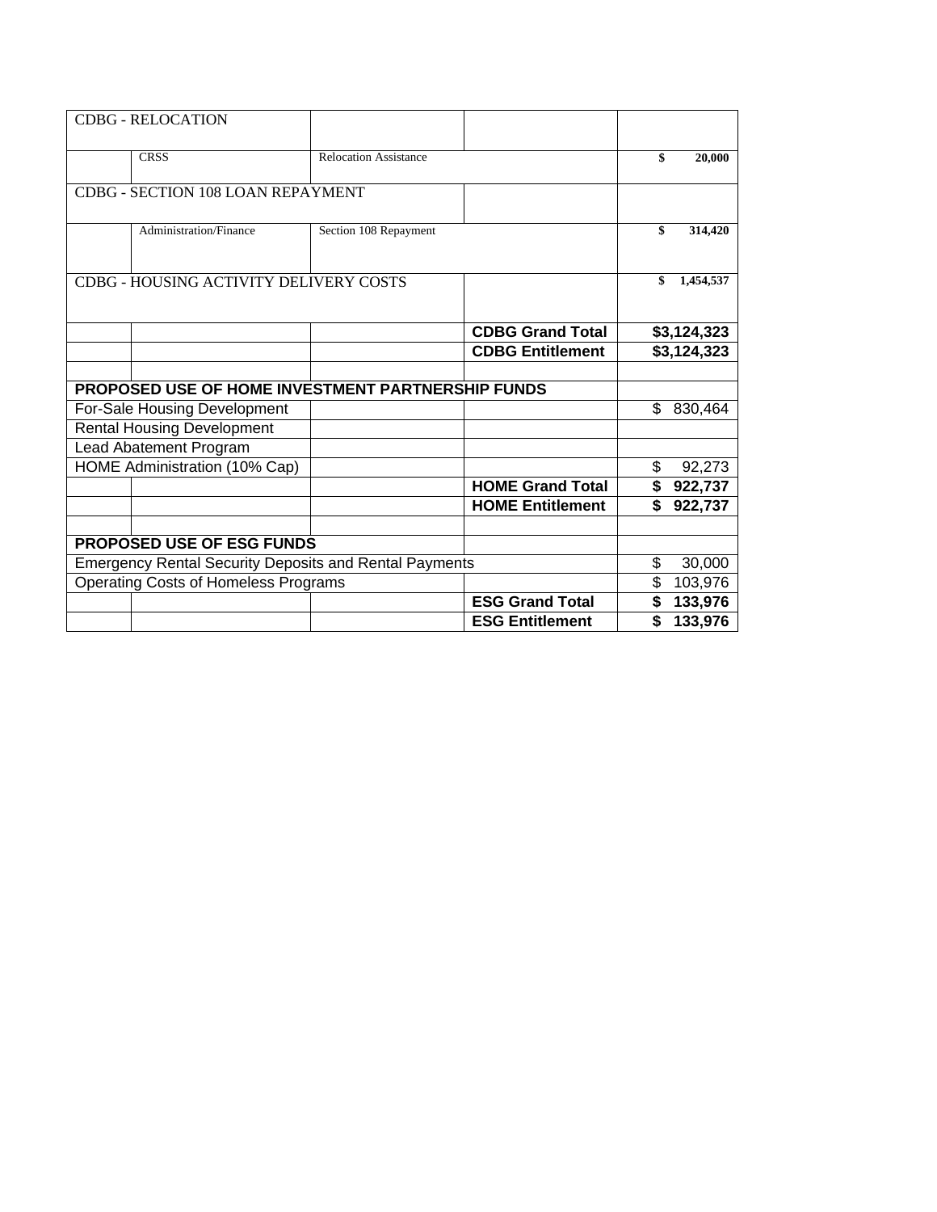| CDBG - RELOCATION | | | | |
|---|---|---|---|---|
| | CRSS | Relocation Assistance | | $ 20,000 |
| CDBG - SECTION 108 LOAN REPAYMENT | | | | |
| | Administration/Finance | Section 108 Repayment | | $ 314,420 |
| CDBG - HOUSING ACTIVITY DELIVERY COSTS | | | | $ 1,454,537 |
| | | | **CDBG Grand Total** | **$3,124,323** |
| | | | **CDBG Entitlement** | **$3,124,323** |
| | | | | |
| **PROPOSED USE OF HOME INVESTMENT PARTNERSHIP FUNDS** | | | | |
| For-Sale Housing Development | | | | $ 830,464 |
| Rental Housing Development | | | | |
| Lead Abatement Program | | | | |
| HOME Administration (10% Cap) | | | | $ 92,273 |
| | | | **HOME Grand Total** | **$ 922,737** |
| | | | **HOME Entitlement** | **$ 922,737** |
| | | | | |
| **PROPOSED USE OF ESG FUNDS** | | | | |
| Emergency Rental Security Deposits and Rental Payments | | | | $ 30,000 |
| Operating Costs of Homeless Programs | | | | $ 103,976 |
| | | | **ESG Grand Total** | **$ 133,976** |
| | | | **ESG Entitlement** | **$ 133,976** |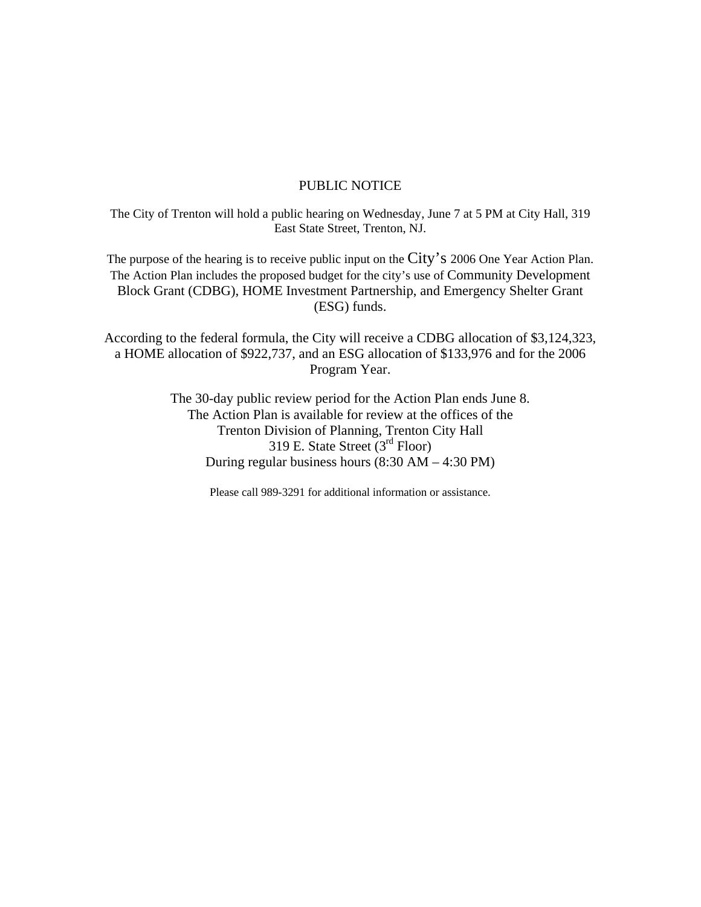# PUBLIC NOTICE

The City of Trenton will hold a public hearing on Wednesday, June 7 at 5 PM at City Hall, 319 East State Street, Trenton, NJ.

The purpose of the hearing is to receive public input on the City's 2006 One Year Action Plan. The Action Plan includes the proposed budget for the city's use of Community Development Block Grant (CDBG), HOME Investment Partnership, and Emergency Shelter Grant (ESG) funds.

According to the federal formula, the City will receive a CDBG allocation of $3,124,323, a HOME allocation of $922,737, and an ESG allocation of $133,976 and for the 2006 Program Year.

The 30-day public review period for the Action Plan ends June 8.
The Action Plan is available for review at the offices of the
Trenton Division of Planning, Trenton City Hall
319 E. State Street (3rd Floor)
During regular business hours (8:30 AM – 4:30 PM)

Please call 989-3291 for additional information or assistance.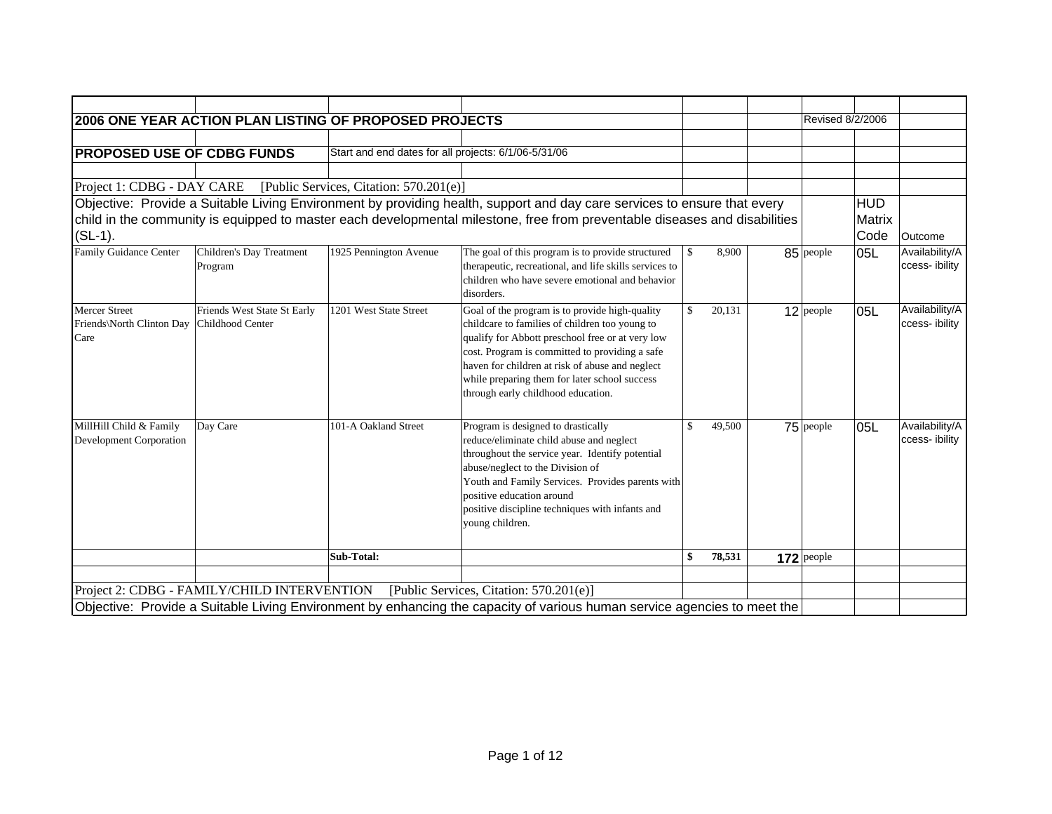| | | | | | | | | |
|---|---|---|---|---|---|---|---|---|
| **2006 ONE YEAR ACTION PLAN LISTING OF PROPOSED PROJECTS** | | | | | | Revised 8/2/2006 | | |
| | | | | | | | | |
| **PROPOSED USE OF CDBG FUNDS** | | Start and end dates for all projects: 6/1/06-5/31/06 | | | | | | |
| | | | | | | | | |
| Project 1: CDBG - DAY CARE [Public Services, Citation: 570.201(e)] | | | | | | | | |
| Objective: Provide a Suitable Living Environment by providing health, support and day care services to ensure that every child in the community is equipped to master each developmental milestone, free from preventable diseases and disabilities (SL-1). | | | | | | | HUD Matrix Code | Outcome |
| Family Guidance Center | Children's Day Treatment Program | 1925 Pennington Avenue | The goal of this program is to provide structured therapeutic, recreational, and life skills services to children who have severe emotional and behavior disorders. | $ 8,900 | 85 | people | 05L | Availability/Access- ibility |
| Mercer Street Friends\North Clinton Day Care | Friends West State St Early Childhood Center | 1201 West State Street | Goal of the program is to provide high-quality childcare to families of children too young to qualify for Abbott preschool free or at very low cost. Program is committed to providing a safe haven for children at risk of abuse and neglect while preparing them for later school success through early childhood education. | $ 20,131 | 12 | people | 05L | Availability/Access- ibility |
| MillHill Child & Family Development Corporation | Day Care | 101-A Oakland Street | Program is designed to drastically reduce/eliminate child abuse and neglect throughout the service year. Identify potential abuse/neglect to the Division of Youth and Family Services. Provides parents with positive education around positive discipline techniques with infants and young children. | $ 49,500 | 75 | people | 05L | Availability/Access- ibility |
| | | **Sub-Total:** | | **$ 78,531** | **172** | people | | |
| | | | | | | | | |
| Project 2: CDBG - FAMILY/CHILD INTERVENTION [Public Services, Citation: 570.201(e)] | | | | | | | | |
| Objective: Provide a Suitable Living Environment by enhancing the capacity of various human service agencies to meet the | | | | | | | | |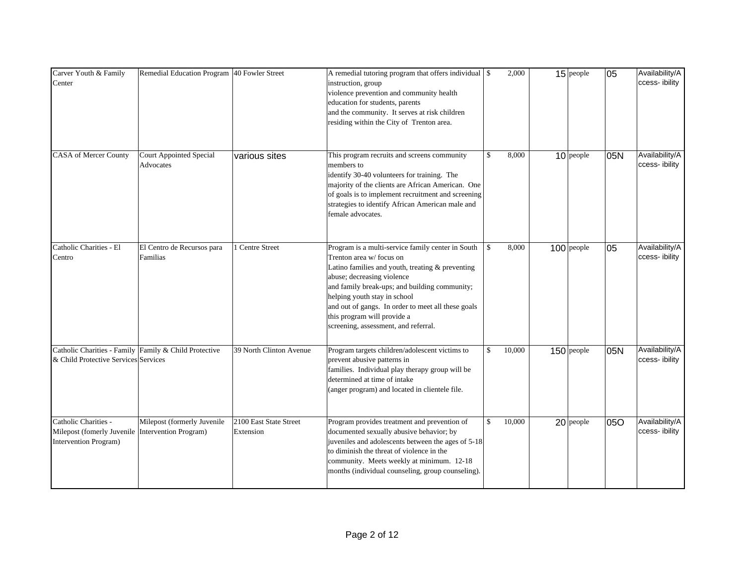| | | | | | | | | |
|---|---|---|---|---|---|---|---|---|
| Carver Youth & Family Center | Remedial Education Program | 40 Fowler Street | A remedial tutoring program that offers individual instruction, group violence prevention and community health education for students, parents and the community. It serves at risk children residing within the City of Trenton area. | $ 2,000 | 15 | people | 05 | Availability/Accessibility |
| CASA of Mercer County | Court Appointed Special Advocates | various sites | This program recruits and screens community members to identify 30-40 volunteers for training. The majority of the clients are African American. One of goals is to implement recruitment and screening strategies to identify African American male and female advocates. | $ 8,000 | 10 | people | 05N | Availability/Accessibility |
| Catholic Charities - El Centro | El Centro de Recursos para Familias | 1 Centre Street | Program is a multi-service family center in South Trenton area w/ focus on Latino families and youth, treating & preventing abuse; decreasing violence and family break-ups; and building community; helping youth stay in school and out of gangs. In order to meet all these goals this program will provide a screening, assessment, and referral. | $ 8,000 | 100 | people | 05 | Availability/Accessibility |
| Catholic Charities - Family & Child Protective Services | Family & Child Protective Services | 39 North Clinton Avenue | Program targets children/adolescent victims to prevent abusive patterns in families. Individual play therapy group will be determined at time of intake (anger program) and located in clientele file. | $ 10,000 | 150 | people | 05N | Availability/Accessibility |
| Catholic Charities - Milepost (fomerly Juvenile Intervention Program) | Milepost (formerly Juvenile Intervention Program) | 2100 East State Street Extension | Program provides treatment and prevention of documented sexually abusive behavior; by juveniles and adolescents between the ages of 5-18 to diminish the threat of violence in the community. Meets weekly at minimum. 12-18 months (individual counseling, group counseling). | $ 10,000 | 20 | people | 05O | Availability/Accessibility |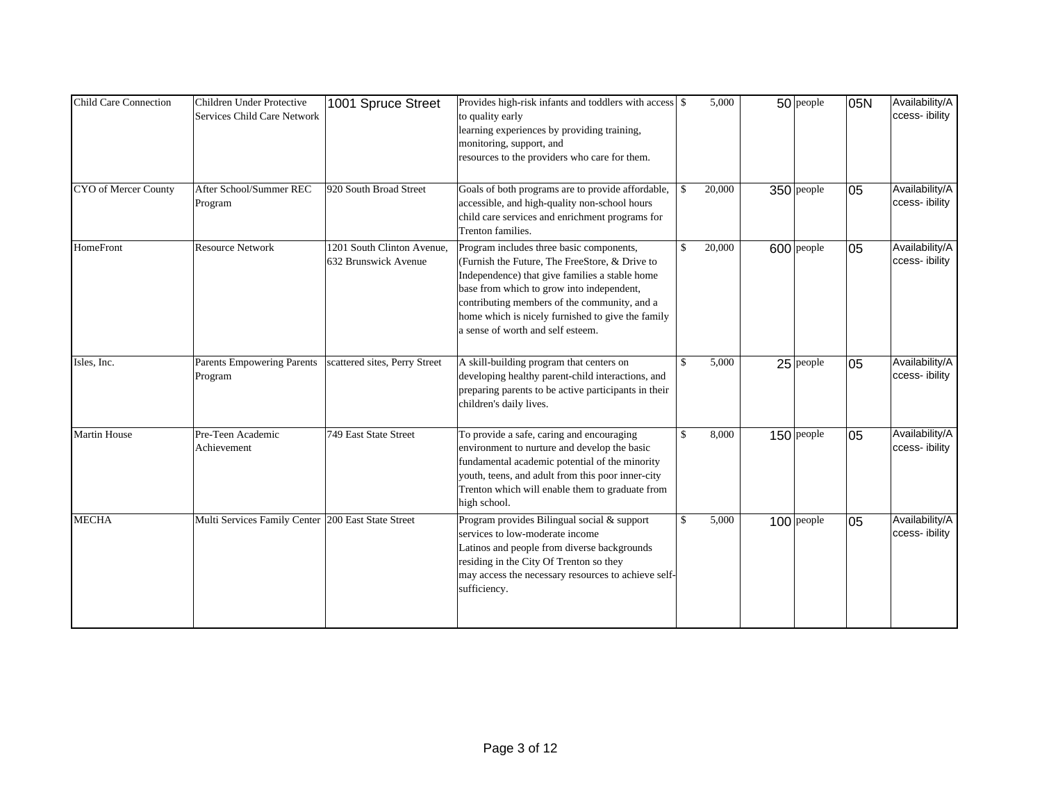| | | | | | | | | |
|---|---|---|---|---|---|---|---|---|
| Child Care Connection | Children Under Protective Services Child Care Network | 1001 Spruce Street | Provides high-risk infants and toddlers with access to quality early learning experiences by providing training, monitoring, support, and resources to the providers who care for them. | $ 5,000 | 50 | people | 05N | Availability/Access- ibility |
| CYO of Mercer County | After School/Summer REC Program | 920 South Broad Street | Goals of both programs are to provide affordable, accessible, and high-quality non-school hours child care services and enrichment programs for Trenton families. | $ 20,000 | 350 | people | 05 | Availability/Access- ibility |
| HomeFront | Resource Network | 1201 South Clinton Avenue, 632 Brunswick Avenue | Program includes three basic components, (Furnish the Future, The FreeStore, & Drive to Independence) that give families a stable home base from which to grow into independent, contributing members of the community, and a home which is nicely furnished to give the family a sense of worth and self esteem. | $ 20,000 | 600 | people | 05 | Availability/Access- ibility |
| Isles, Inc. | Parents Empowering Parents Program | scattered sites, Perry Street | A skill-building program that centers on developing healthy parent-child interactions, and preparing parents to be active participants in their children's daily lives. | $ 5,000 | 25 | people | 05 | Availability/Access- ibility |
| Martin House | Pre-Teen Academic Achievement | 749 East State Street | To provide a safe, caring and encouraging environment to nurture and develop the basic fundamental academic potential of the minority youth, teens, and adult from this poor inner-city Trenton which will enable them to graduate from high school. | $ 8,000 | 150 | people | 05 | Availability/Access- ibility |
| MECHA | Multi Services Family Center | 200 East State Street | Program provides Bilingual social & support services to low-moderate income Latinos and people from diverse backgrounds residing in the City Of Trenton so they may access the necessary resources to achieve self-sufficiency. | $ 5,000 | 100 | people | 05 | Availability/Access- ibility |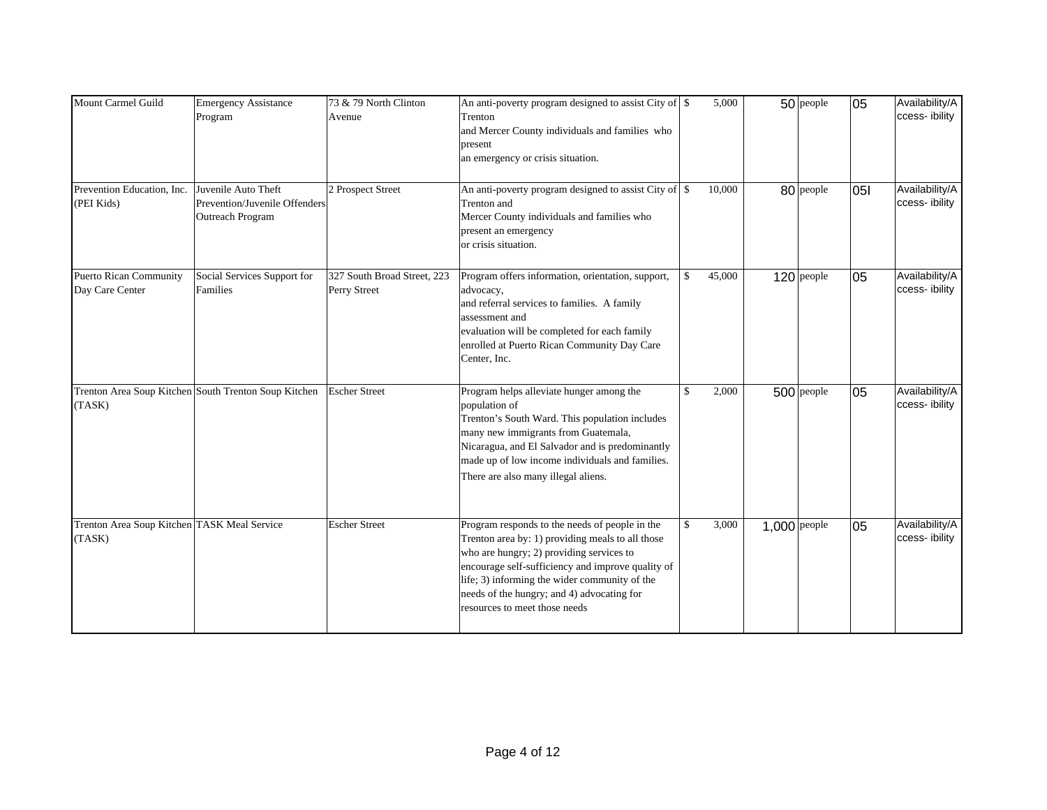| | | | | | | | | |
|---|---|---|---|---|---|---|---|---|
| Mount Carmel Guild | Emergency Assistance Program | 73 & 79 North Clinton Avenue | An anti-poverty program designed to assist City of Trenton and Mercer County individuals and families who present an emergency or crisis situation. | $ 5,000 | 50 | people | 05 | Availability/Accessibility |
| Prevention Education, Inc. (PEI Kids) | Juvenile Auto Theft Prevention/Juvenile Offenders Outreach Program | 2 Prospect Street | An anti-poverty program designed to assist City of Trenton and Mercer County individuals and families who present an emergency or crisis situation. | $ 10,000 | 80 | people | 05I | Availability/Accessibility |
| Puerto Rican Community Day Care Center | Social Services Support for Families | 327 South Broad Street, 223 Perry Street | Program offers information, orientation, support, advocacy, and referral services to families. A family assessment and evaluation will be completed for each family enrolled at Puerto Rican Community Day Care Center, Inc. | $ 45,000 | 120 | people | 05 | Availability/Accessibility |
| Trenton Area Soup Kitchen (TASK) | South Trenton Soup Kitchen | Escher Street | Program helps alleviate hunger among the population of Trenton's South Ward. This population includes many new immigrants from Guatemala, Nicaragua, and El Salvador and is predominantly made up of low income individuals and families. There are also many illegal aliens. | $ 2,000 | 500 | people | 05 | Availability/Accessibility |
| Trenton Area Soup Kitchen (TASK) | TASK Meal Service | Escher Street | Program responds to the needs of people in the Trenton area by: 1) providing meals to all those who are hungry; 2) providing services to encourage self-sufficiency and improve quality of life; 3) informing the wider community of the needs of the hungry; and 4) advocating for resources to meet those needs | $ 3,000 | 1,000 | people | 05 | Availability/Accessibility |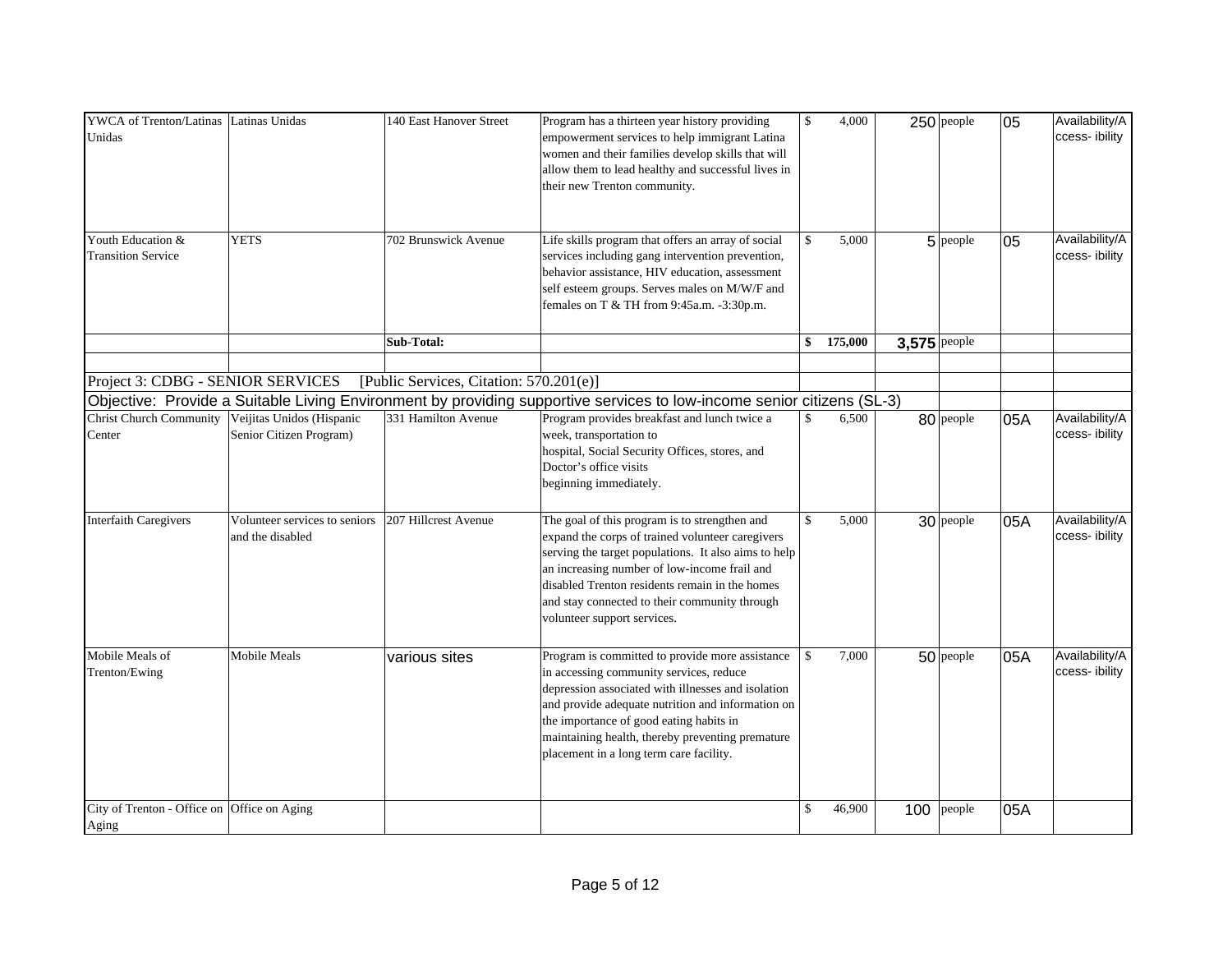| | | | | | | | | |
|---|---|---|---|---|---|---|---|---|
| YWCA of Trenton/Latinas Unidas | Latinas Unidas | 140 East Hanover Street | Program has a thirteen year history providing empowerment services to help immigrant Latina women and their families develop skills that will allow them to lead healthy and successful lives in their new Trenton community. | $ 4,000 | 250 | people | 05 | Availability/Access- ibility |
| Youth Education & Transition Service | YETS | 702 Brunswick Avenue | Life skills program that offers an array of social services including gang intervention prevention, behavior assistance, HIV education, assessment self esteem groups. Serves males on M/W/F and females on T & TH from 9:45a.m. -3:30p.m. | $ 5,000 | 5 | people | 05 | Availability/Access- ibility |
| | | **Sub-Total:** | | **$ 175,000** | **3,575** | people | | |
| | | | | | | | | |
| Project 3: CDBG - SENIOR SERVICES | | [Public Services, Citation: 570.201(e)] | | | | | | |
| Objective: Provide a Suitable Living Environment by providing supportive services to low-income senior citizens (SL-3) | | | | | | | | |
| Christ Church Community Center | Veijitas Unidos (Hispanic Senior Citizen Program) | 331 Hamilton Avenue | Program provides breakfast and lunch twice a week, transportation to hospital, Social Security Offices, stores, and Doctor's office visits beginning immediately. | $ 6,500 | 80 | people | 05A | Availability/Access- ibility |
| Interfaith Caregivers | Volunteer services to seniors and the disabled | 207 Hillcrest Avenue | The goal of this program is to strengthen and expand the corps of trained volunteer caregivers serving the target populations. It also aims to help an increasing number of low-income frail and disabled Trenton residents remain in the homes and stay connected to their community through volunteer support services. | $ 5,000 | 30 | people | 05A | Availability/Access- ibility |
| Mobile Meals of Trenton/Ewing | Mobile Meals | various sites | Program is committed to provide more assistance in accessing community services, reduce depression associated with illnesses and isolation and provide adequate nutrition and information on the importance of good eating habits in maintaining health, thereby preventing premature placement in a long term care facility. | $ 7,000 | 50 | people | 05A | Availability/Access- ibility |
| City of Trenton - Office on Aging | Office on Aging | | | $ 46,900 | 100 | people | 05A | |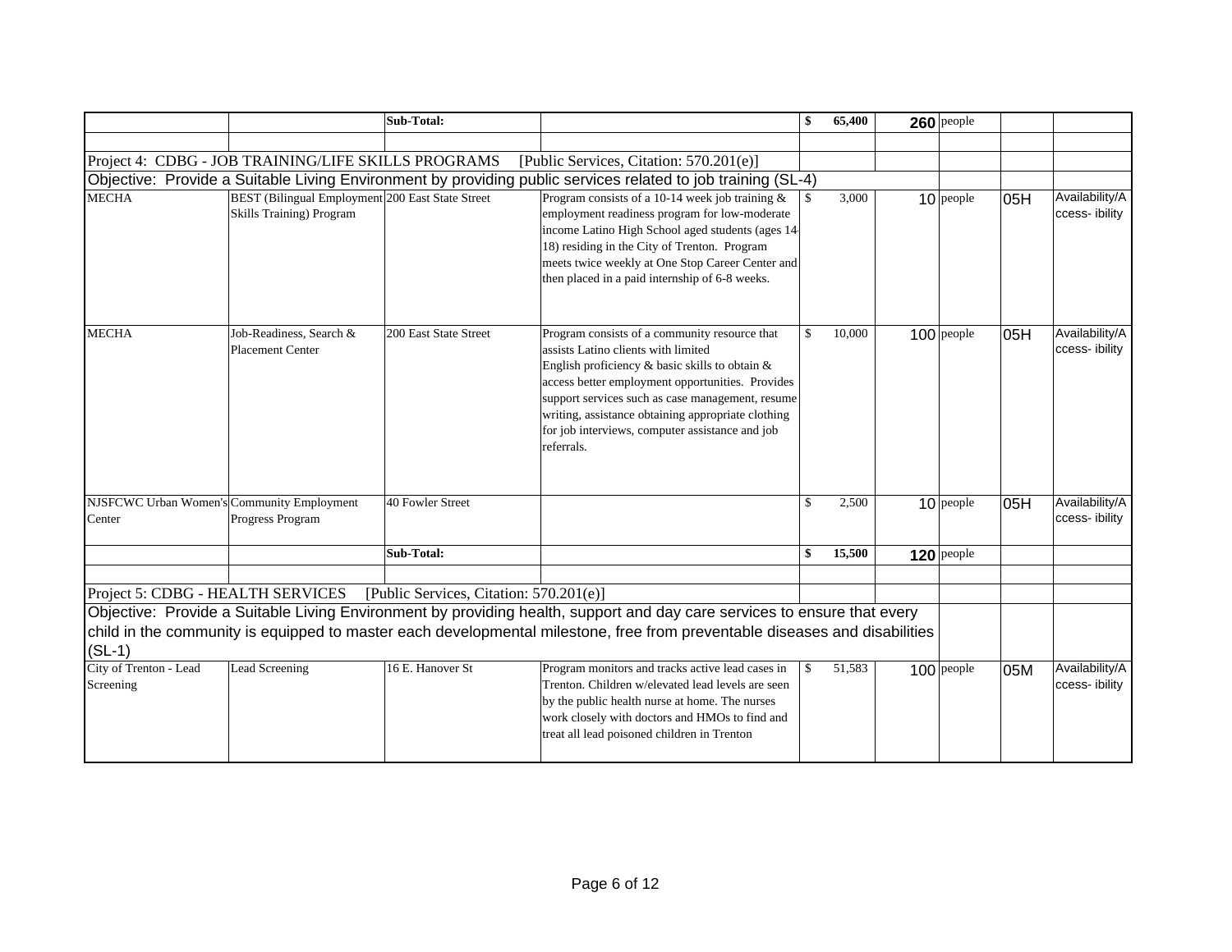|  |  | Sub-Total: |  | $ 65,400 | 260 | people |  |  |
|---|---|---|---|---|---|---|---|---|
|  |  |  |  |  |  |  |  |  |
| Project 4: CDBG - JOB TRAINING/LIFE SKILLS PROGRAMS [Public Services, Citation: 570.201(e)] |  |  |  |  |  |  |  |  |
| Objective: Provide a Suitable Living Environment by providing public services related to job training (SL-4) |  |  |  |  |  |  |  |  |
| MECHA | BEST (Bilingual Employment Skills Training) Program | 200 East State Street | Program consists of a 10-14 week job training & employment readiness program for low-moderate income Latino High School aged students (ages 14-18) residing in the City of Trenton. Program meets twice weekly at One Stop Career Center and then placed in a paid internship of 6-8 weeks. | $ 3,000 | 10 | people | 05H | Availability/Access- ibility |
| MECHA | Job-Readiness, Search & Placement Center | 200 East State Street | Program consists of a community resource that assists Latino clients with limited English proficiency & basic skills to obtain & access better employment opportunities. Provides support services such as case management, resume writing, assistance obtaining appropriate clothing for job interviews, computer assistance and job referrals. | $ 10,000 | 100 | people | 05H | Availability/Access- ibility |
| NJSFCWC Urban Women's Center | Community Employment Progress Program | 40 Fowler Street |  | $ 2,500 | 10 | people | 05H | Availability/Access- ibility |
|  |  | Sub-Total: |  | $ 15,500 | 120 | people |  |  |
|  |  |  |  |  |  |  |  |  |
| Project 5: CDBG - HEALTH SERVICES [Public Services, Citation: 570.201(e)] |  |  |  |  |  |  |  |  |
| Objective: Provide a Suitable Living Environment by providing health, support and day care services to ensure that every child in the community is equipped to master each developmental milestone, free from preventable diseases and disabilities (SL-1) |  |  |  |  |  |  |  |  |
| City of Trenton - Lead Screening | Lead Screening | 16 E. Hanover St | Program monitors and tracks active lead cases in Trenton. Children w/elevated lead levels are seen by the public health nurse at home. The nurses work closely with doctors and HMOs to find and treat all lead poisoned children in Trenton | $ 51,583 | 100 | people | 05M | Availability/Access- ibility |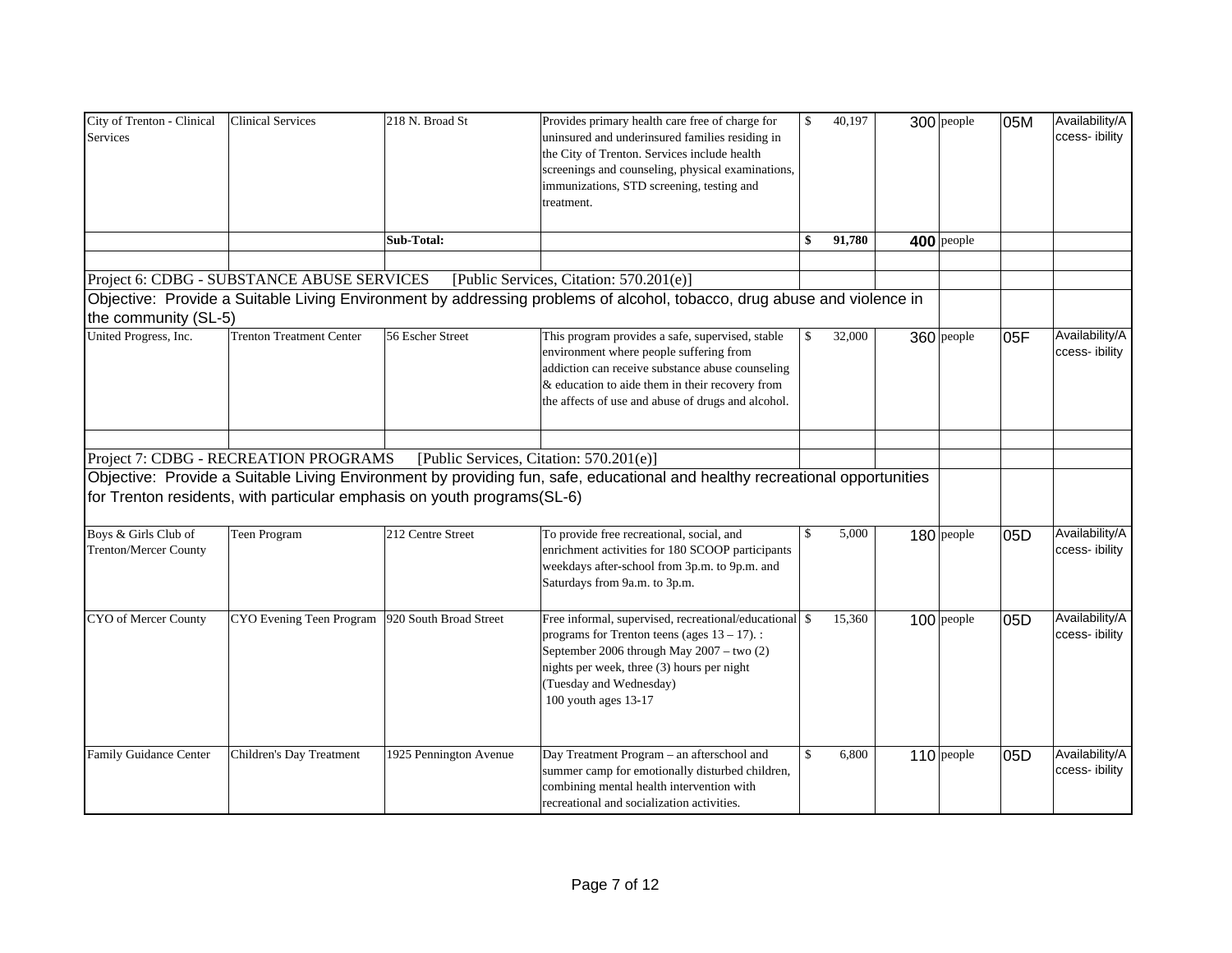| | | | | | | | | |
|---|---|---|---|---|---|---|---|---|
| City of Trenton - Clinical Services | Clinical Services | 218 N. Broad St | Provides primary health care free of charge for uninsured and underinsured families residing in the City of Trenton. Services include health screenings and counseling, physical examinations, immunizations, STD screening, testing and treatment. | $ 40,197 | 300 | people | 05M | Availability/Access- ibility |
| | | **Sub-Total:** | | **$ 91,780** | **400** | people | | |
| | | | | | | | | |
| Project 6: CDBG - SUBSTANCE ABUSE SERVICES [Public Services, Citation: 570.201(e)] | | | | | | | | |
| Objective: Provide a Suitable Living Environment by addressing problems of alcohol, tobacco, drug abuse and violence in the community (SL-5) | | | | | | | | |
| United Progress, Inc. | Trenton Treatment Center | 56 Escher Street | This program provides a safe, supervised, stable environment where people suffering from addiction can receive substance abuse counseling & education to aide them in their recovery from the affects of use and abuse of drugs and alcohol. | $ 32,000 | 360 | people | 05F | Availability/Access- ibility |
| | | | | | | | | |
| Project 7: CDBG - RECREATION PROGRAMS [Public Services, Citation: 570.201(e)] | | | | | | | | |
| Objective: Provide a Suitable Living Environment by providing fun, safe, educational and healthy recreational opportunities for Trenton residents, with particular emphasis on youth programs(SL-6) | | | | | | | | |
| Boys & Girls Club of Trenton/Mercer County | Teen Program | 212 Centre Street | To provide free recreational, social, and enrichment activities for 180 SCOOP participants weekdays after-school from 3p.m. to 9p.m. and Saturdays from 9a.m. to 3p.m. | $ 5,000 | 180 | people | 05D | Availability/Access- ibility |
| CYO of Mercer County | CYO Evening Teen Program | 920 South Broad Street | Free informal, supervised, recreational/educational programs for Trenton teens (ages 13 – 17). : September 2006 through May 2007 – two (2) nights per week, three (3) hours per night (Tuesday and Wednesday) 100 youth ages 13-17 | $ 15,360 | 100 | people | 05D | Availability/Access- ibility |
| Family Guidance Center | Children's Day Treatment | 1925 Pennington Avenue | Day Treatment Program – an afterschool and summer camp for emotionally disturbed children, combining mental health intervention with recreational and socialization activities. | $ 6,800 | 110 | people | 05D | Availability/Access- ibility |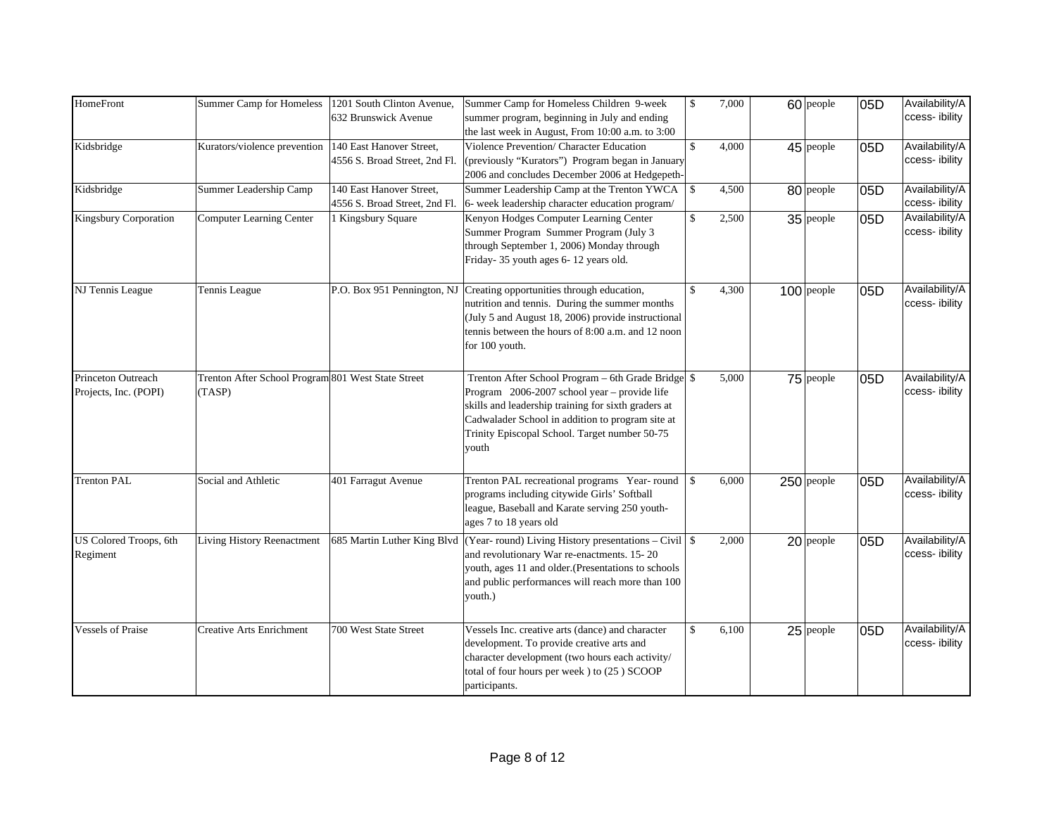| | | | | | | | |
|---|---|---|---|---|---|---|---|
| HomeFront | Summer Camp for Homeless | 1201 South Clinton Avenue, 632 Brunswick Avenue | Summer Camp for Homeless Children 9-week summer program, beginning in July and ending the last week in August, From 10:00 a.m. to 3:00 | $ 7,000 | 60 people | 05D | Availability/Accessibility |
| Kidsbridge | Kurators/violence prevention | 140 East Hanover Street, 4556 S. Broad Street, 2nd Fl. | Violence Prevention/ Character Education (previously "Kurators") Program began in January 2006 and concludes December 2006 at Hedgepeth- | $ 4,000 | 45 people | 05D | Availability/Accessibility |
| Kidsbridge | Summer Leadership Camp | 140 East Hanover Street, 4556 S. Broad Street, 2nd Fl. | Summer Leadership Camp at the Trenton YWCA 6- week leadership character education program/ | $ 4,500 | 80 people | 05D | Availability/Accessibility |
| Kingsbury Corporation | Computer Learning Center | 1 Kingsbury Square | Kenyon Hodges Computer Learning Center Summer Program Summer Program (July 3 through September 1, 2006) Monday through Friday- 35 youth ages 6- 12 years old. | $ 2,500 | 35 people | 05D | Availability/Accessibility |
| NJ Tennis League | Tennis League | P.O. Box 951 Pennington, NJ | Creating opportunities through education, nutrition and tennis. During the summer months (July 5 and August 18, 2006) provide instructional tennis between the hours of 8:00 a.m. and 12 noon for 100 youth. | $ 4,300 | 100 people | 05D | Availability/Accessibility |
| Princeton Outreach Projects, Inc. (POPI) | Trenton After School Program (TASP) | 801 West State Street | Trenton After School Program – 6th Grade Bridge Program 2006-2007 school year – provide life skills and leadership training for sixth graders at Cadwalader School in addition to program site at Trinity Episcopal School. Target number 50-75 youth | $ 5,000 | 75 people | 05D | Availability/Accessibility |
| Trenton PAL | Social and Athletic | 401 Farragut Avenue | Trenton PAL recreational programs Year- round programs including citywide Girls' Softball league, Baseball and Karate serving 250 youth- ages 7 to 18 years old | $ 6,000 | 250 people | 05D | Availability/Accessibility |
| US Colored Troops, 6th Regiment | Living History Reenactment | 685 Martin Luther King Blvd | (Year- round) Living History presentations – Civil and revolutionary War re-enactments. 15- 20 youth, ages 11 and older.(Presentations to schools and public performances will reach more than 100 youth.) | $ 2,000 | 20 people | 05D | Availability/Accessibility |
| Vessels of Praise | Creative Arts Enrichment | 700 West State Street | Vessels Inc. creative arts (dance) and character development. To provide creative arts and character development (two hours each activity/ total of four hours per week ) to (25 ) SCOOP participants. | $ 6,100 | 25 people | 05D | Availability/Accessibility |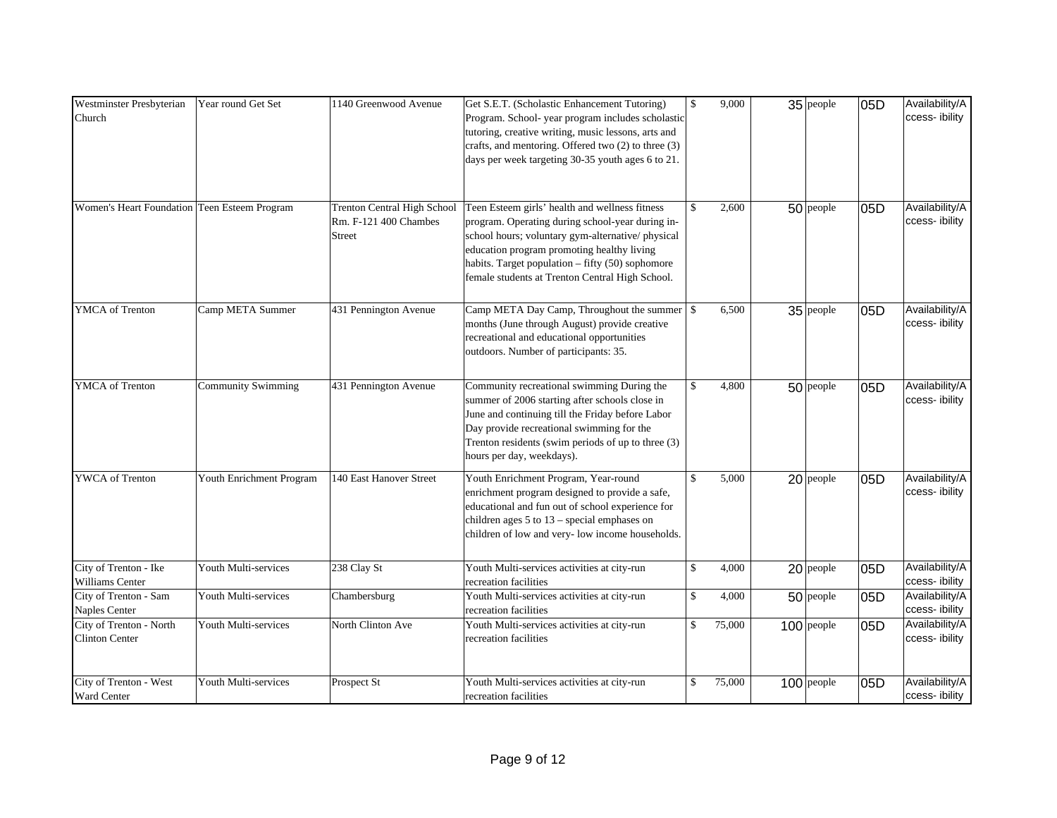| | | | | | | | | |
|---|---|---|---|---|---|---|---|---|
| Westminster Presbyterian Church | Year round Get Set | 1140 Greenwood Avenue | Get S.E.T. (Scholastic Enhancement Tutoring) Program. School- year program includes scholastic tutoring, creative writing, music lessons, arts and crafts, and mentoring. Offered two (2) to three (3) days per week targeting 30-35 youth ages 6 to 21. | $ 9,000 | 35 | people | 05D | Availability/Access- ibility |
| Women's Heart Foundation | Teen Esteem Program | Trenton Central High School Rm. F-121 400 Chambes Street | Teen Esteem girls' health and wellness fitness program. Operating during school-year during in-school hours; voluntary gym-alternative/ physical education program promoting healthy living habits. Target population – fifty (50) sophomore female students at Trenton Central High School. | $ 2,600 | 50 | people | 05D | Availability/Access- ibility |
| YMCA of Trenton | Camp META Summer | 431 Pennington Avenue | Camp META Day Camp, Throughout the summer months (June through August) provide creative recreational and educational opportunities outdoors. Number of participants: 35. | $ 6,500 | 35 | people | 05D | Availability/Access- ibility |
| YMCA of Trenton | Community Swimming | 431 Pennington Avenue | Community recreational swimming During the summer of 2006 starting after schools close in June and continuing till the Friday before Labor Day provide recreational swimming for the Trenton residents (swim periods of up to three (3) hours per day, weekdays). | $ 4,800 | 50 | people | 05D | Availability/Access- ibility |
| YWCA of Trenton | Youth Enrichment Program | 140 East Hanover Street | Youth Enrichment Program, Year-round enrichment program designed to provide a safe, educational and fun out of school experience for children ages 5 to 13 – special emphases on children of low and very- low income households. | $ 5,000 | 20 | people | 05D | Availability/Access- ibility |
| City of Trenton - Ike Williams Center | Youth Multi-services | 238 Clay St | Youth Multi-services activities at city-run recreation facilities | $ 4,000 | 20 | people | 05D | Availability/Access- ibility |
| City of Trenton - Sam Naples Center | Youth Multi-services | Chambersburg | Youth Multi-services activities at city-run recreation facilities | $ 4,000 | 50 | people | 05D | Availability/Access- ibility |
| City of Trenton - North Clinton Center | Youth Multi-services | North Clinton Ave | Youth Multi-services activities at city-run recreation facilities | $ 75,000 | 100 | people | 05D | Availability/Access- ibility |
| City of Trenton - West Ward Center | Youth Multi-services | Prospect St | Youth Multi-services activities at city-run recreation facilities | $ 75,000 | 100 | people | 05D | Availability/Access- ibility |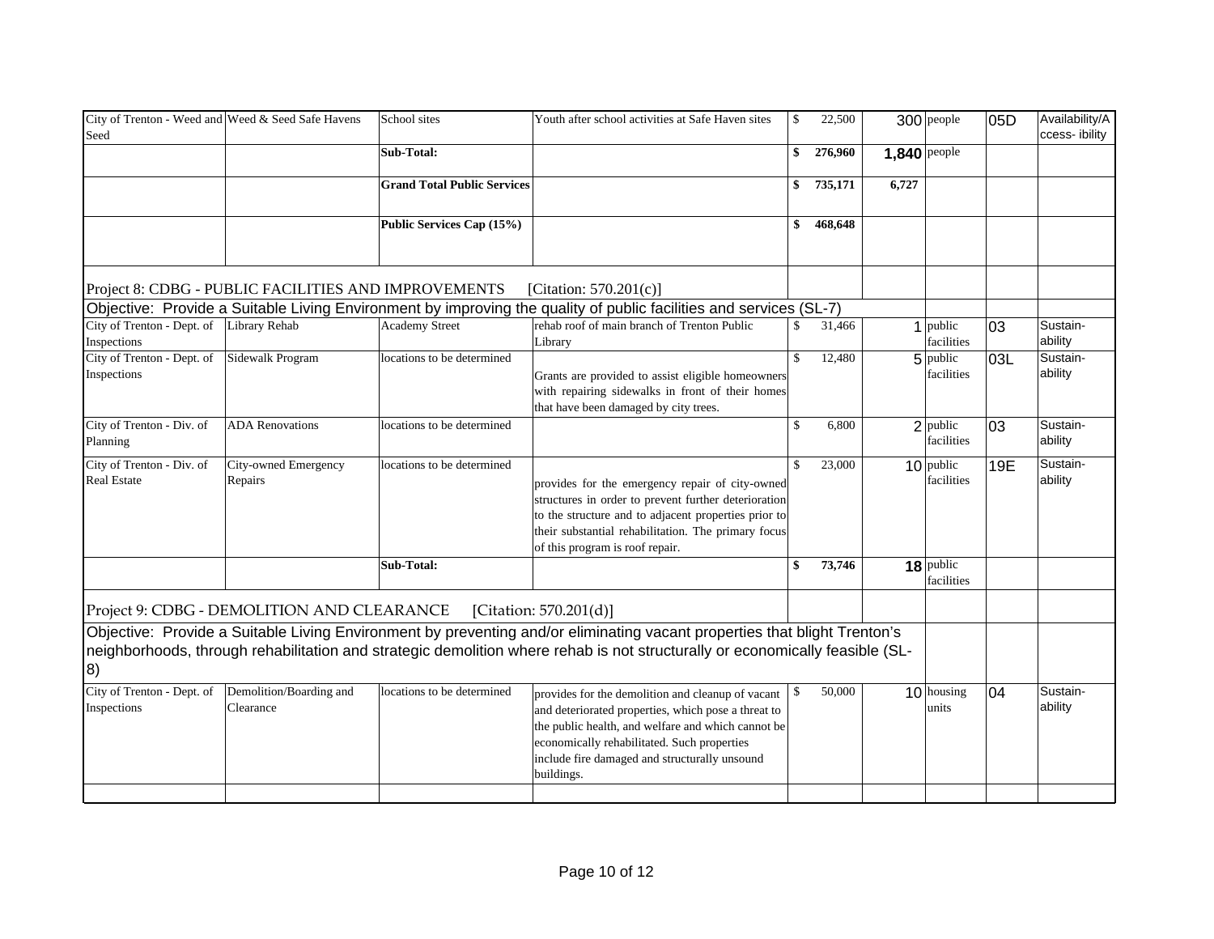| | | | | | | | | |
|---|---|---|---|---|---|---|---|---|
| City of Trenton - Weed and Seed | Weed & Seed Safe Havens | School sites | Youth after school activities at Safe Haven sites | $ 22,500 | 300 | people | 05D | Availability/Accessibility |
| | | **Sub-Total:** | | **$ 276,960** | **1,840** | people | | |
| | | **Grand Total Public Services** | | **$ 735,171** | **6,727** | | | |
| | | **Public Services Cap (15%)** | | **$ 468,648** | | | | |
| Project 8: CDBG - PUBLIC FACILITIES AND IMPROVEMENTS | | | [Citation: 570.201(c)] | | | | | |
| Objective: Provide a Suitable Living Environment by improving the quality of public facilities and services (SL-7) | | | | | | | | |
| City of Trenton - Dept. of Inspections | Library Rehab | Academy Street | rehab roof of main branch of Trenton Public Library | $ 31,466 | 1 | public facilities | 03 | Sustainability |
| City of Trenton - Dept. of Inspections | Sidewalk Program | locations to be determined | Grants are provided to assist eligible homeowners with repairing sidewalks in front of their homes that have been damaged by city trees. | $ 12,480 | 5 | public facilities | 03L | Sustainability |
| City of Trenton - Div. of Planning | ADA Renovations | locations to be determined | | $ 6,800 | 2 | public facilities | 03 | Sustainability |
| City of Trenton - Div. of Real Estate | City-owned Emergency Repairs | locations to be determined | provides for the emergency repair of city-owned structures in order to prevent further deterioration to the structure and to adjacent properties prior to their substantial rehabilitation. The primary focus of this program is roof repair. | $ 23,000 | 10 | public facilities | 19E | Sustainability |
| | | **Sub-Total:** | | **$ 73,746** | **18** | public facilities | | |
| Project 9: CDBG - DEMOLITION AND CLEARANCE | | | [Citation: 570.201(d)] | | | | | |
| Objective: Provide a Suitable Living Environment by preventing and/or eliminating vacant properties that blight Trenton's neighborhoods, through rehabilitation and strategic demolition where rehab is not structurally or economically feasible (SL-8) | | | | | | | | |
| City of Trenton - Dept. of Inspections | Demolition/Boarding and Clearance | locations to be determined | provides for the demolition and cleanup of vacant and deteriorated properties, which pose a threat to the public health, and welfare and which cannot be economically rehabilitated. Such properties include fire damaged and structurally unsound buildings. | $ 50,000 | 10 | housing units | 04 | Sustainability |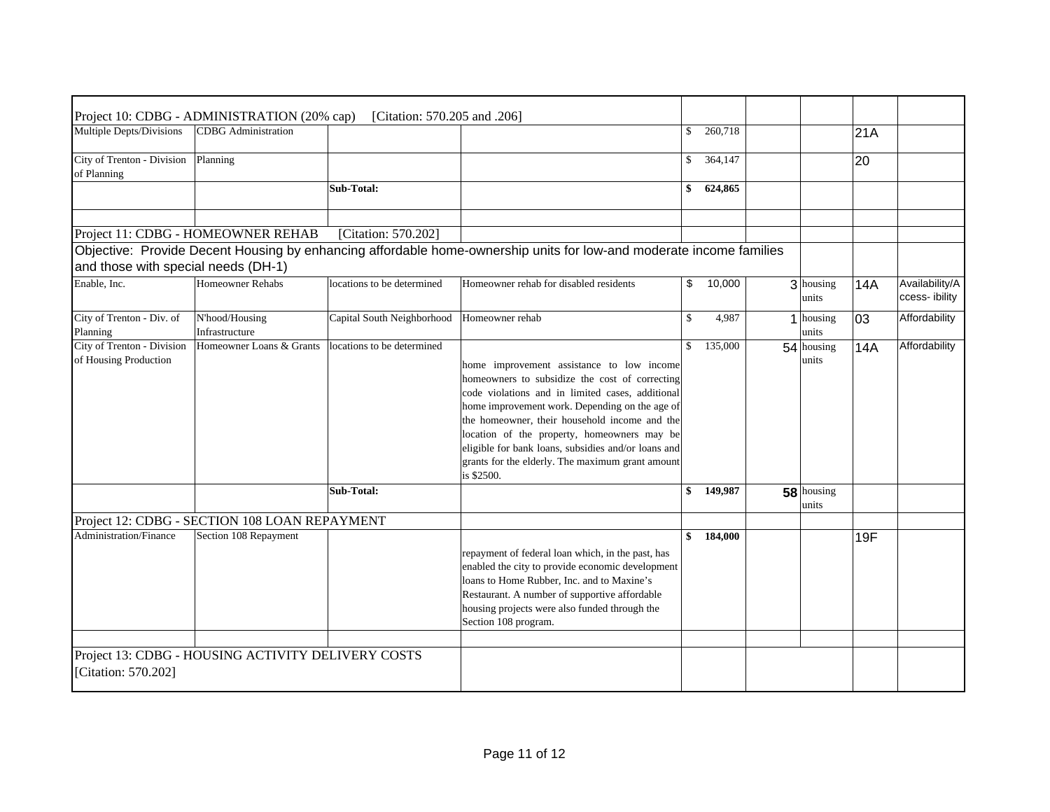| Project 10: CDBG - ADMINISTRATION (20% cap) [Citation: 570.205 and .206] | | | | | | | | |
|---|---|---|---|---|---|---|---|---|
| Multiple Depts/Divisions | CDBG Administration | | | $ 260,718 | | | 21A | |
| City of Trenton - Division of Planning | Planning | | | $ 364,147 | | | 20 | |
| | | **Sub-Total:** | | **$ 624,865** | | | | |
| | | | | | | | | |
| Project 11: CDBG - HOMEOWNER REHAB [Citation: 570.202] | | | | | | | | |
| Objective: Provide Decent Housing by enhancing affordable home-ownership units for low-and moderate income families and those with special needs (DH-1) | | | | | | | | |
| Enable, Inc. | Homeowner Rehabs | locations to be determined | Homeowner rehab for disabled residents | $ 10,000 | 3 | housing units | 14A | Availability/Access- ibility |
| City of Trenton - Div. of Planning | N'hood/Housing Infrastructure | Capital South Neighborhood | Homeowner rehab | $ 4,987 | 1 | housing units | 03 | Affordability |
| City of Trenton - Division of Housing Production | Homeowner Loans & Grants | locations to be determined | home improvement assistance to low income homeowners to subsidize the cost of correcting code violations and in limited cases, additional home improvement work. Depending on the age of the homeowner, their household income and the location of the property, homeowners may be eligible for bank loans, subsidies and/or loans and grants for the elderly. The maximum grant amount is $2500. | $ 135,000 | 54 | housing units | 14A | Affordability |
| | | **Sub-Total:** | | **$ 149,987** | **58** | housing units | | |
| Project 12: CDBG - SECTION 108 LOAN REPAYMENT | | | | | | | | |
| Administration/Finance | Section 108 Repayment | | repayment of federal loan which, in the past, has enabled the city to provide economic development loans to Home Rubber, Inc. and to Maxine's Restaurant. A number of supportive affordable housing projects were also funded through the Section 108 program. | **$ 184,000** | | | 19F | |
| | | | | | | | | |
| Project 13: CDBG - HOUSING ACTIVITY DELIVERY COSTS [Citation: 570.202] | | | | | | | | |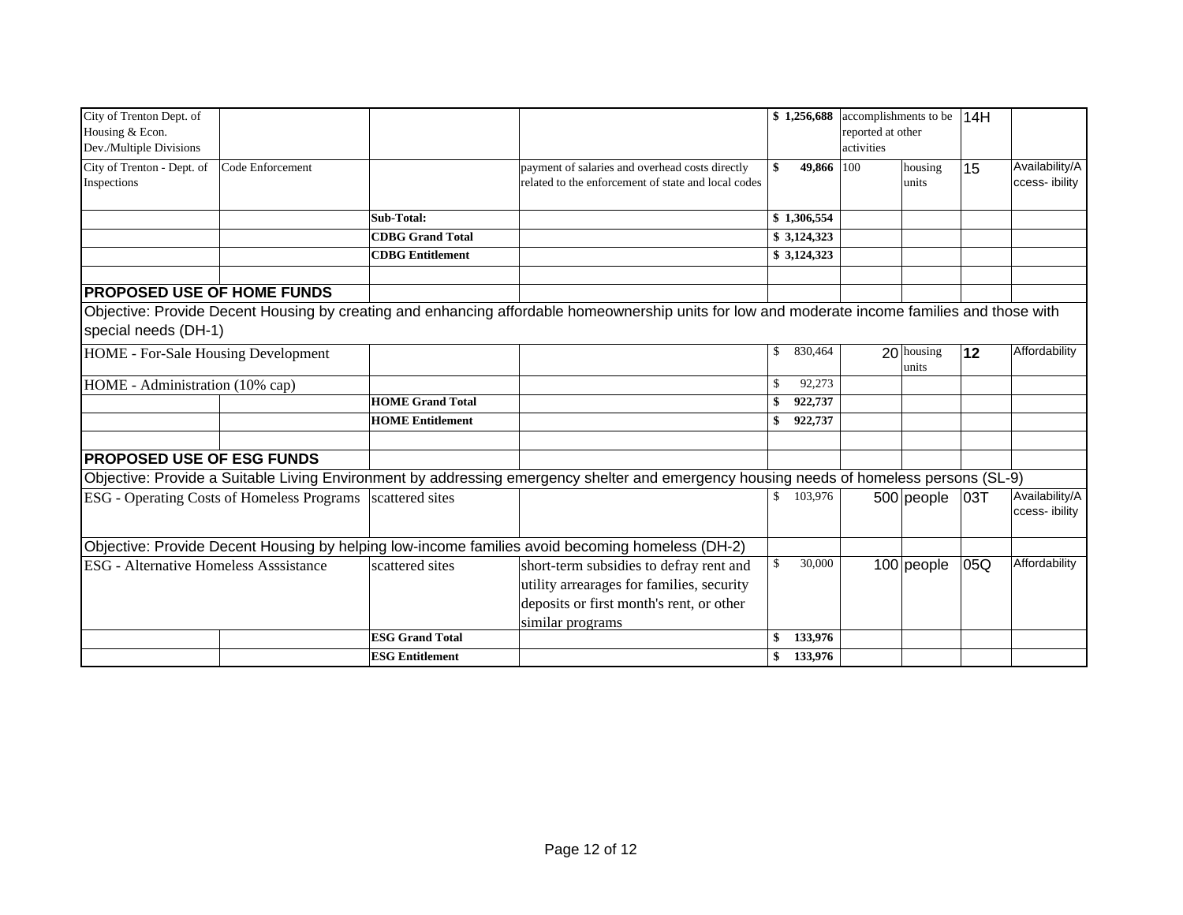| | | | | | | | | |
|---|---|---|---|---|---|---|---|---|
| City of Trenton Dept. of Housing & Econ. Dev./Multiple Divisions | | | | $ 1,256,688 | accomplishments to be reported at other activities | | 14H | |
| City of Trenton - Dept. of Inspections | Code Enforcement | | payment of salaries and overhead costs directly related to the enforcement of state and local codes | $ 49,866 | 100 | housing units | 15 | Availability/Access- ibility |
| | | **Sub-Total:** | | **$ 1,306,554** | | | | |
| | | **CDBG Grand Total** | | **$ 3,124,323** | | | | |
| | | **CDBG Entitlement** | | **$ 3,124,323** | | | | |
| | | | | | | | | |
| **PROPOSED USE OF HOME FUNDS** | | | | | | | | |
| Objective: Provide Decent Housing by creating and enhancing affordable homeownership units for low and moderate income families and those with special needs (DH-1) | | | | | | | | |
| HOME - For-Sale Housing Development | | | | $ 830,464 | 20 | housing units | **12** | Affordability |
| HOME - Administration (10% cap) | | | | $ 92,273 | | | | |
| | | **HOME Grand Total** | | **$ 922,737** | | | | |
| | | **HOME Entitlement** | | **$ 922,737** | | | | |
| | | | | | | | | |
| **PROPOSED USE OF ESG FUNDS** | | | | | | | | |
| Objective: Provide a Suitable Living Environment by addressing emergency shelter and emergency housing needs of homeless persons (SL-9) | | | | | | | | |
| ESG - Operating Costs of Homeless Programs | | scattered sites | | $ 103,976 | 500 | people | 03T | Availability/Access- ibility |
| Objective: Provide Decent Housing by helping low-income families avoid becoming homeless (DH-2) | | | | | | | | |
| ESG - Alternative Homeless Asssistance | | scattered sites | short-term subsidies to defray rent and utility arrearages for families, security deposits or first month's rent, or other similar programs | $ 30,000 | 100 | people | 05Q | Affordability |
| | | **ESG Grand Total** | | **$ 133,976** | | | | |
| | | **ESG Entitlement** | | **$ 133,976** | | | | |